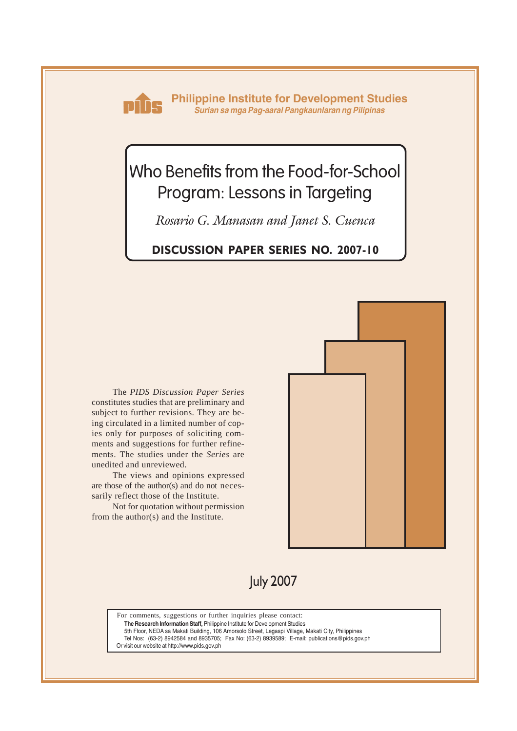**Philippine Institute for Development Studies**
*Surian sa mga Pag-aaral Pangkaunlaran ng Pilipinas*

# Who Benefits from the Food-for-School Program: Lessons in Targeting

*Rosario G. Manasan and Janet S. Cuenca*

**DISCUSSION PAPER SERIES NO. 2007-10**

The *PIDS Discussion Paper Series* constitutes studies that are preliminary and subject to further revisions. They are being circulated in a limited number of copies only for purposes of soliciting comments and suggestions for further refinements. The studies under the *Series* are unedited and unreviewed.

The views and opinions expressed are those of the author(s) and do not necessarily reflect those of the Institute.

Not for quotation without permission from the author(s) and the Institute.

July 2007

For comments, suggestions or further inquiries please contact:
**The Research Information Staff,** Philippine Institute for Development Studies
5th Floor, NEDA sa Makati Building, 106 Amorsolo Street, Legaspi Village, Makati City, Philippines
Tel Nos: (63-2) 8942584 and 8935705; Fax No: (63-2) 8939589; E-mail: publications@pids.gov.ph
Or visit our website at http://www.pids.gov.ph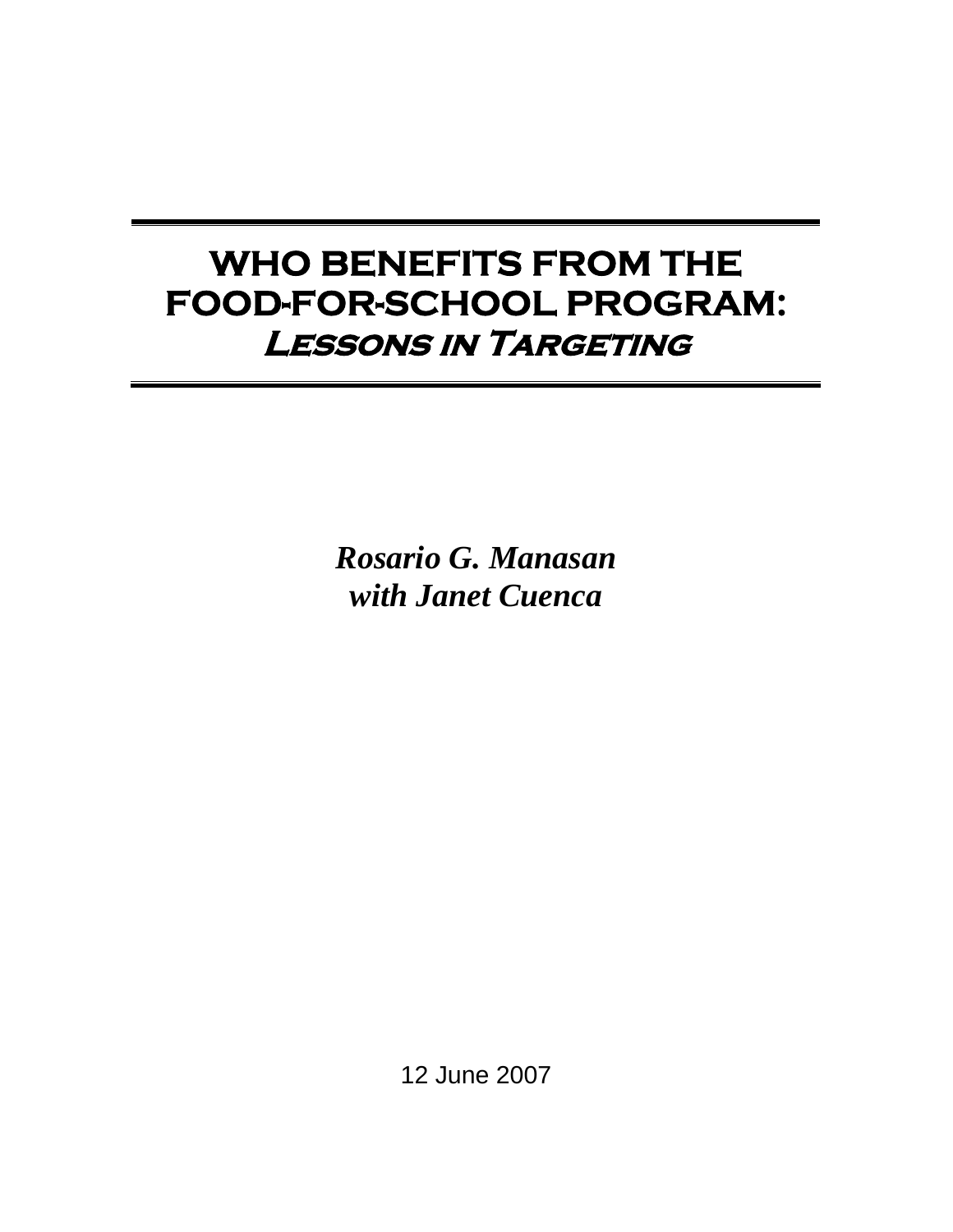# WHO BENEFITS FROM THE FOOD-FOR-SCHOOL PROGRAM: *Lessons in Targeting*

*Rosario G. Manasan*
*with Janet Cuenca*

12 June 2007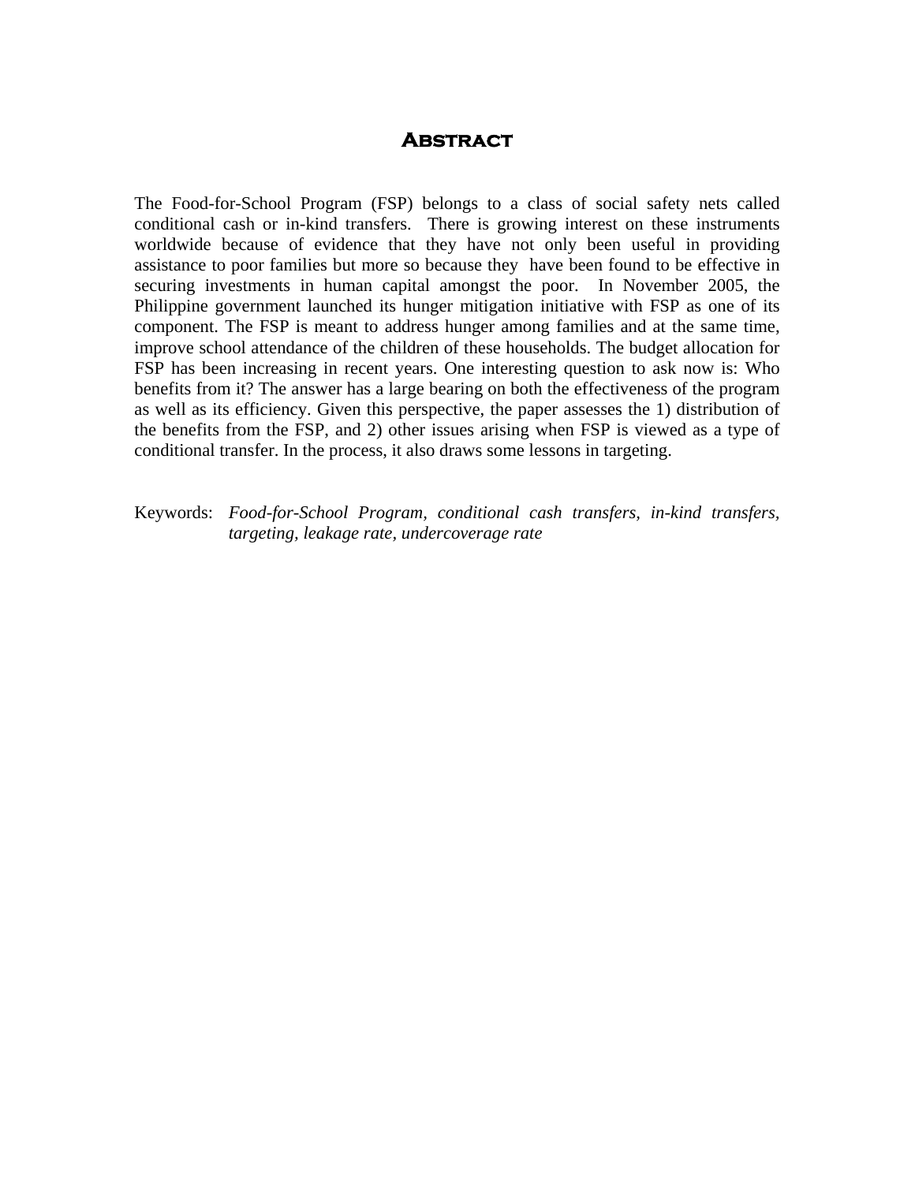# Abstract

The Food-for-School Program (FSP) belongs to a class of social safety nets called conditional cash or in-kind transfers. There is growing interest on these instruments worldwide because of evidence that they have not only been useful in providing assistance to poor families but more so because they have been found to be effective in securing investments in human capital amongst the poor. In November 2005, the Philippine government launched its hunger mitigation initiative with FSP as one of its component. The FSP is meant to address hunger among families and at the same time, improve school attendance of the children of these households. The budget allocation for FSP has been increasing in recent years. One interesting question to ask now is: Who benefits from it? The answer has a large bearing on both the effectiveness of the program as well as its efficiency. Given this perspective, the paper assesses the 1) distribution of the benefits from the FSP, and 2) other issues arising when FSP is viewed as a type of conditional transfer. In the process, it also draws some lessons in targeting.

Keywords: *Food-for-School Program, conditional cash transfers, in-kind transfers, targeting, leakage rate, undercoverage rate*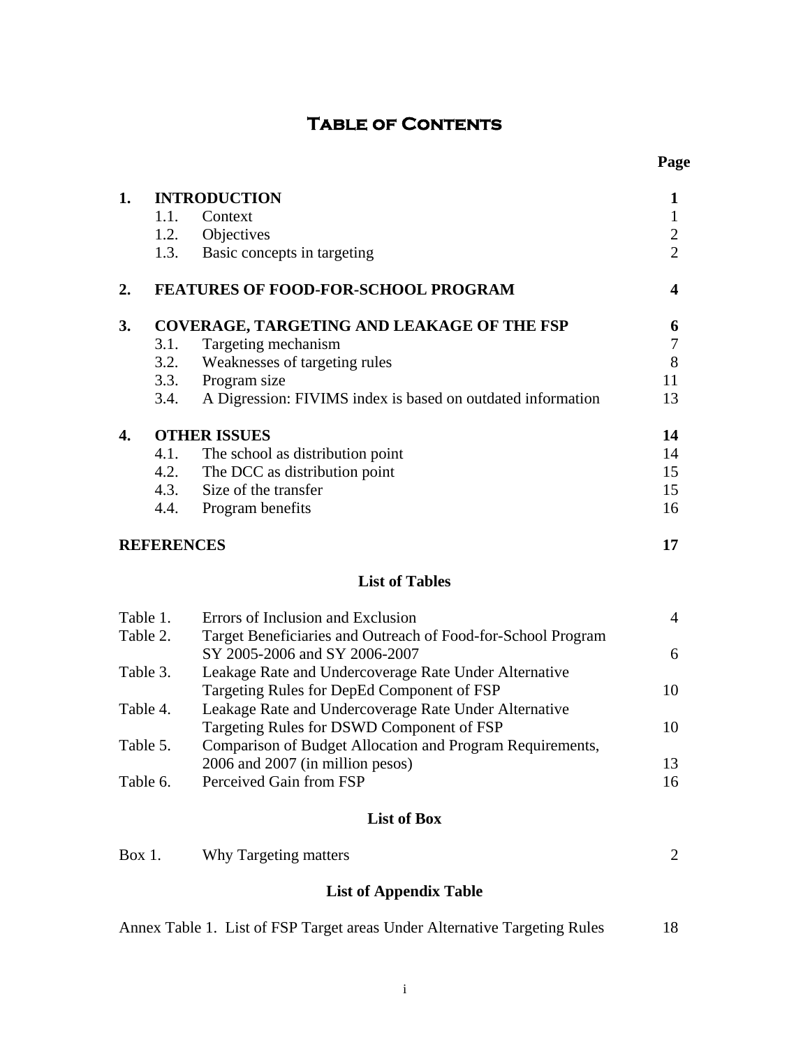# Table of Contents

| | | Page |
|---|---|---|
| **1.** | **INTRODUCTION** | **1** |
| | 1.1. Context | 1 |
| | 1.2. Objectives | 2 |
| | 1.3. Basic concepts in targeting | 2 |
| **2.** | **FEATURES OF FOOD-FOR-SCHOOL PROGRAM** | **4** |
| **3.** | **COVERAGE, TARGETING AND LEAKAGE OF THE FSP** | **6** |
| | 3.1. Targeting mechanism | 7 |
| | 3.2. Weaknesses of targeting rules | 8 |
| | 3.3. Program size | 11 |
| | 3.4. A Digression: FIVIMS index is based on outdated information | 13 |
| **4.** | **OTHER ISSUES** | **14** |
| | 4.1. The school as distribution point | 14 |
| | 4.2. The DCC as distribution point | 15 |
| | 4.3. Size of the transfer | 15 |
| | 4.4. Program benefits | 16 |
| **REFERENCES** | | **17** |

## List of Tables

| | | |
|---|---|---|
| Table 1. | Errors of Inclusion and Exclusion | 4 |
| Table 2. | Target Beneficiaries and Outreach of Food-for-School Program SY 2005-2006 and SY 2006-2007 | 6 |
| Table 3. | Leakage Rate and Undercoverage Rate Under Alternative Targeting Rules for DepEd Component of FSP | 10 |
| Table 4. | Leakage Rate and Undercoverage Rate Under Alternative Targeting Rules for DSWD Component of FSP | 10 |
| Table 5. | Comparison of Budget Allocation and Program Requirements, 2006 and 2007 (in million pesos) | 13 |
| Table 6. | Perceived Gain from FSP | 16 |

## List of Box

| | | |
|---|---|---|
| Box 1. | Why Targeting matters | 2 |

## List of Appendix Table

| | |
|---|---|
| Annex Table 1. List of FSP Target areas Under Alternative Targeting Rules | 18 |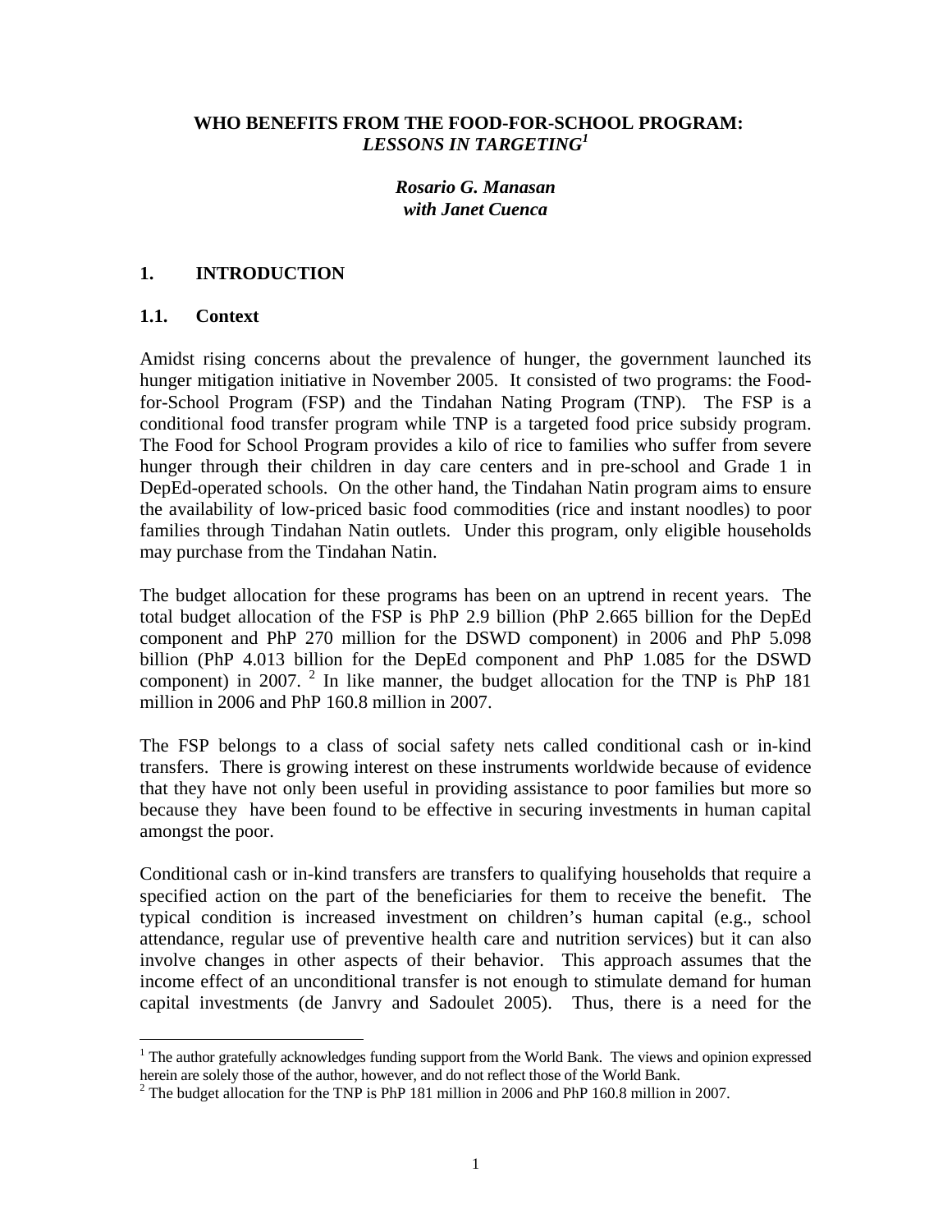**WHO BENEFITS FROM THE FOOD-FOR-SCHOOL PROGRAM:**
***LESSONS IN TARGETING***[1]

***Rosario G. Manasan***
***with Janet Cuenca***

# 1. INTRODUCTION

## 1.1. Context

Amidst rising concerns about the prevalence of hunger, the government launched its hunger mitigation initiative in November 2005. It consisted of two programs: the Food-for-School Program (FSP) and the Tindahan Nating Program (TNP). The FSP is a conditional food transfer program while TNP is a targeted food price subsidy program. The Food for School Program provides a kilo of rice to families who suffer from severe hunger through their children in day care centers and in pre-school and Grade 1 in DepEd-operated schools. On the other hand, the Tindahan Natin program aims to ensure the availability of low-priced basic food commodities (rice and instant noodles) to poor families through Tindahan Natin outlets. Under this program, only eligible households may purchase from the Tindahan Natin.

The budget allocation for these programs has been on an uptrend in recent years. The total budget allocation of the FSP is PhP 2.9 billion (PhP 2.665 billion for the DepEd component and PhP 270 million for the DSWD component) in 2006 and PhP 5.098 billion (PhP 4.013 billion for the DepEd component and PhP 1.085 for the DSWD component) in 2007. [2] In like manner, the budget allocation for the TNP is PhP 181 million in 2006 and PhP 160.8 million in 2007.

The FSP belongs to a class of social safety nets called conditional cash or in-kind transfers. There is growing interest on these instruments worldwide because of evidence that they have not only been useful in providing assistance to poor families but more so because they have been found to be effective in securing investments in human capital amongst the poor.

Conditional cash or in-kind transfers are transfers to qualifying households that require a specified action on the part of the beneficiaries for them to receive the benefit. The typical condition is increased investment on children's human capital (e.g., school attendance, regular use of preventive health care and nutrition services) but it can also involve changes in other aspects of their behavior. This approach assumes that the income effect of an unconditional transfer is not enough to stimulate demand for human capital investments (de Janvry and Sadoulet 2005). Thus, there is a need for the

---

[1] The author gratefully acknowledges funding support from the World Bank. The views and opinion expressed herein are solely those of the author, however, and do not reflect those of the World Bank.

[2] The budget allocation for the TNP is PhP 181 million in 2006 and PhP 160.8 million in 2007.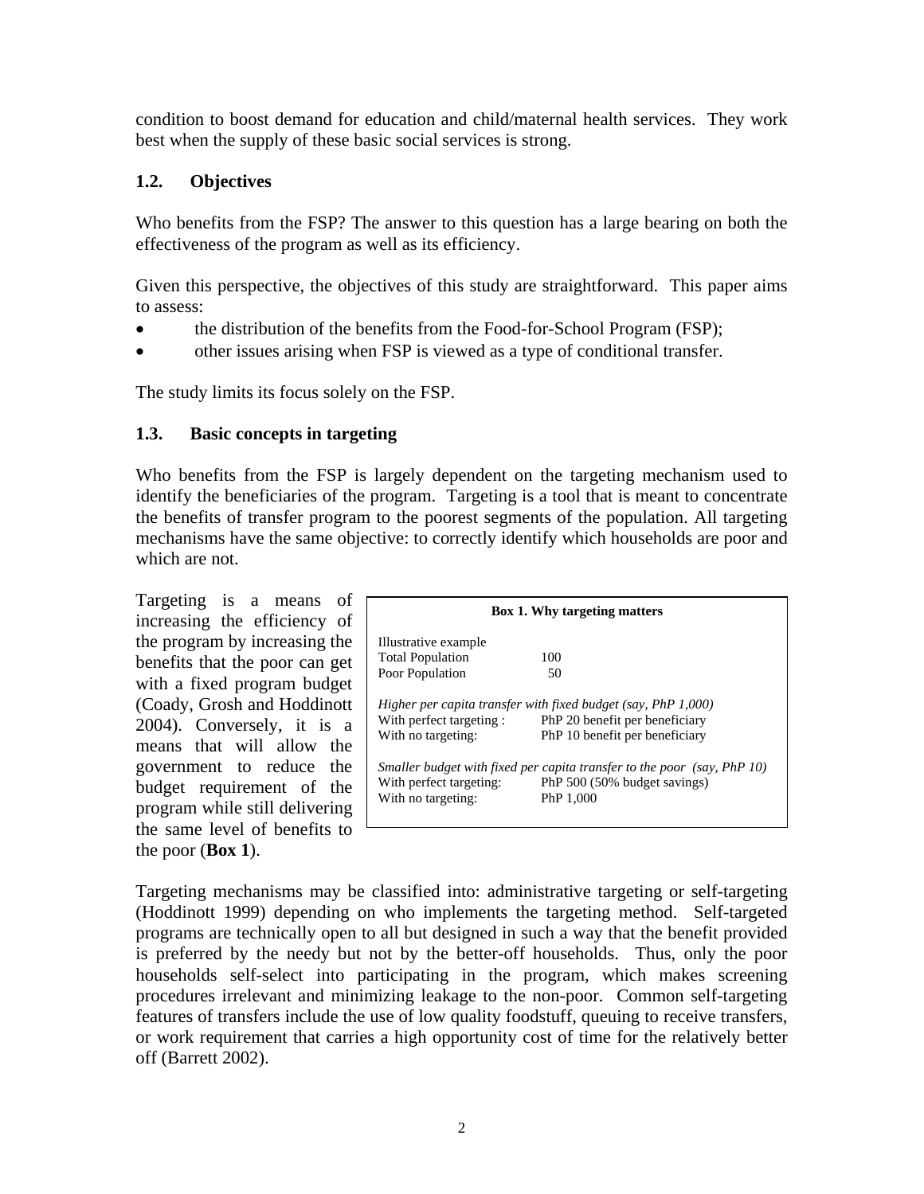condition to boost demand for education and child/maternal health services. They work best when the supply of these basic social services is strong.

### 1.2. Objectives

Who benefits from the FSP? The answer to this question has a large bearing on both the effectiveness of the program as well as its efficiency.

Given this perspective, the objectives of this study are straightforward. This paper aims to assess:

- the distribution of the benefits from the Food-for-School Program (FSP);
- other issues arising when FSP is viewed as a type of conditional transfer.

The study limits its focus solely on the FSP.

### 1.3. Basic concepts in targeting

Who benefits from the FSP is largely dependent on the targeting mechanism used to identify the beneficiaries of the program. Targeting is a tool that is meant to concentrate the benefits of transfer program to the poorest segments of the population. All targeting mechanisms have the same objective: to correctly identify which households are poor and which are not.

Targeting is a means of increasing the efficiency of the program by increasing the benefits that the poor can get with a fixed program budget (Coady, Grosh and Hoddinott 2004). Conversely, it is a means that will allow the government to reduce the budget requirement of the program while still delivering the same level of benefits to the poor (**Box 1**).

**Box 1. Why targeting matters**

| | |
|---|---|
| Illustrative example | |
| Total Population | 100 |
| Poor Population | 50 |
| *Higher per capita transfer with fixed budget (say, PhP 1,000)* | |
| With perfect targeting : | PhP 20 benefit per beneficiary |
| With no targeting: | PhP 10 benefit per beneficiary |
| *Smaller budget with fixed per capita transfer to the poor (say, PhP 10)* | |
| With perfect targeting: | PhP 500 (50% budget savings) |
| With no targeting: | PhP 1,000 |

Targeting mechanisms may be classified into: administrative targeting or self-targeting (Hoddinott 1999) depending on who implements the targeting method. Self-targeted programs are technically open to all but designed in such a way that the benefit provided is preferred by the needy but not by the better-off households. Thus, only the poor households self-select into participating in the program, which makes screening procedures irrelevant and minimizing leakage to the non-poor. Common self-targeting features of transfers include the use of low quality foodstuff, queuing to receive transfers, or work requirement that carries a high opportunity cost of time for the relatively better off (Barrett 2002).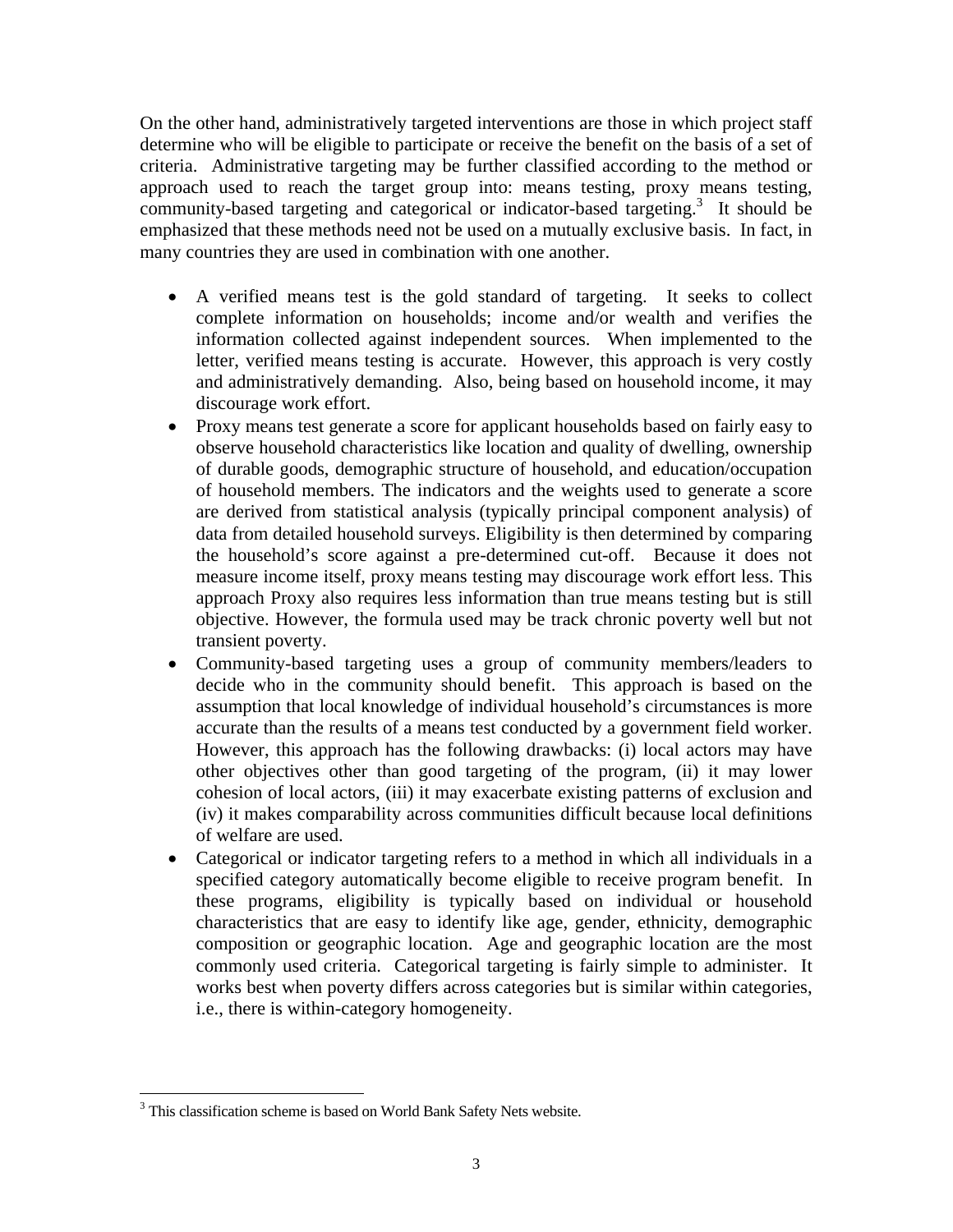On the other hand, administratively targeted interventions are those in which project staff determine who will be eligible to participate or receive the benefit on the basis of a set of criteria. Administrative targeting may be further classified according to the method or approach used to reach the target group into: means testing, proxy means testing, community-based targeting and categorical or indicator-based targeting.[3] It should be emphasized that these methods need not be used on a mutually exclusive basis. In fact, in many countries they are used in combination with one another.

- A verified means test is the gold standard of targeting. It seeks to collect complete information on households; income and/or wealth and verifies the information collected against independent sources. When implemented to the letter, verified means testing is accurate. However, this approach is very costly and administratively demanding. Also, being based on household income, it may discourage work effort.
- Proxy means test generate a score for applicant households based on fairly easy to observe household characteristics like location and quality of dwelling, ownership of durable goods, demographic structure of household, and education/occupation of household members. The indicators and the weights used to generate a score are derived from statistical analysis (typically principal component analysis) of data from detailed household surveys. Eligibility is then determined by comparing the household's score against a pre-determined cut-off. Because it does not measure income itself, proxy means testing may discourage work effort less. This approach Proxy also requires less information than true means testing but is still objective. However, the formula used may be track chronic poverty well but not transient poverty.
- Community-based targeting uses a group of community members/leaders to decide who in the community should benefit. This approach is based on the assumption that local knowledge of individual household's circumstances is more accurate than the results of a means test conducted by a government field worker. However, this approach has the following drawbacks: (i) local actors may have other objectives other than good targeting of the program, (ii) it may lower cohesion of local actors, (iii) it may exacerbate existing patterns of exclusion and (iv) it makes comparability across communities difficult because local definitions of welfare are used.
- Categorical or indicator targeting refers to a method in which all individuals in a specified category automatically become eligible to receive program benefit. In these programs, eligibility is typically based on individual or household characteristics that are easy to identify like age, gender, ethnicity, demographic composition or geographic location. Age and geographic location are the most commonly used criteria. Categorical targeting is fairly simple to administer. It works best when poverty differs across categories but is similar within categories, i.e., there is within-category homogeneity.

[3] This classification scheme is based on World Bank Safety Nets website.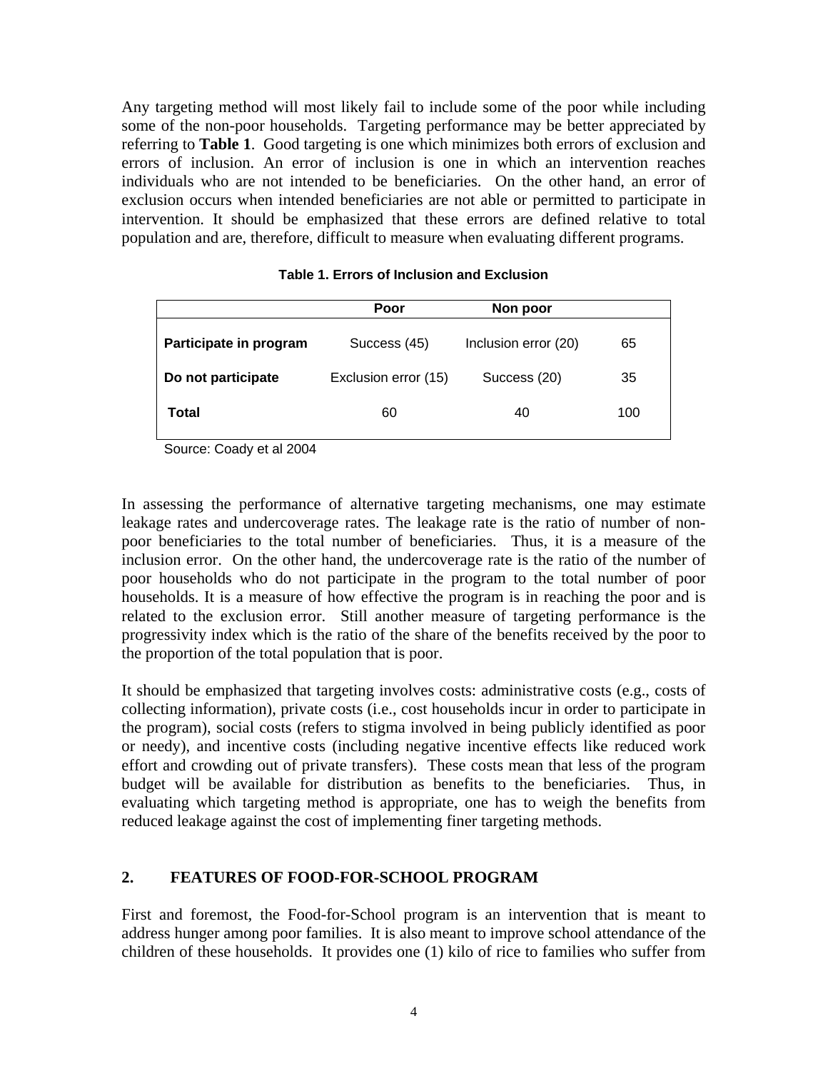Any targeting method will most likely fail to include some of the poor while including some of the non-poor households. Targeting performance may be better appreciated by referring to **Table 1**. Good targeting is one which minimizes both errors of exclusion and errors of inclusion. An error of inclusion is one in which an intervention reaches individuals who are not intended to be beneficiaries. On the other hand, an error of exclusion occurs when intended beneficiaries are not able or permitted to participate in intervention. It should be emphasized that these errors are defined relative to total population and are, therefore, difficult to measure when evaluating different programs.

**Table 1. Errors of Inclusion and Exclusion**

| | Poor | Non poor | |
|---|---|---|---|
| **Participate in program** | Success (45) | Inclusion error (20) | 65 |
| **Do not participate** | Exclusion error (15) | Success (20) | 35 |
| **Total** | 60 | 40 | 100 |

Source: Coady et al 2004

In assessing the performance of alternative targeting mechanisms, one may estimate leakage rates and undercoverage rates. The leakage rate is the ratio of number of non-poor beneficiaries to the total number of beneficiaries. Thus, it is a measure of the inclusion error. On the other hand, the undercoverage rate is the ratio of the number of poor households who do not participate in the program to the total number of poor households. It is a measure of how effective the program is in reaching the poor and is related to the exclusion error. Still another measure of targeting performance is the progressivity index which is the ratio of the share of the benefits received by the poor to the proportion of the total population that is poor.

It should be emphasized that targeting involves costs: administrative costs (e.g., costs of collecting information), private costs (i.e., cost households incur in order to participate in the program), social costs (refers to stigma involved in being publicly identified as poor or needy), and incentive costs (including negative incentive effects like reduced work effort and crowding out of private transfers). These costs mean that less of the program budget will be available for distribution as benefits to the beneficiaries. Thus, in evaluating which targeting method is appropriate, one has to weigh the benefits from reduced leakage against the cost of implementing finer targeting methods.

## 2. FEATURES OF FOOD-FOR-SCHOOL PROGRAM

First and foremost, the Food-for-School program is an intervention that is meant to address hunger among poor families. It is also meant to improve school attendance of the children of these households. It provides one (1) kilo of rice to families who suffer from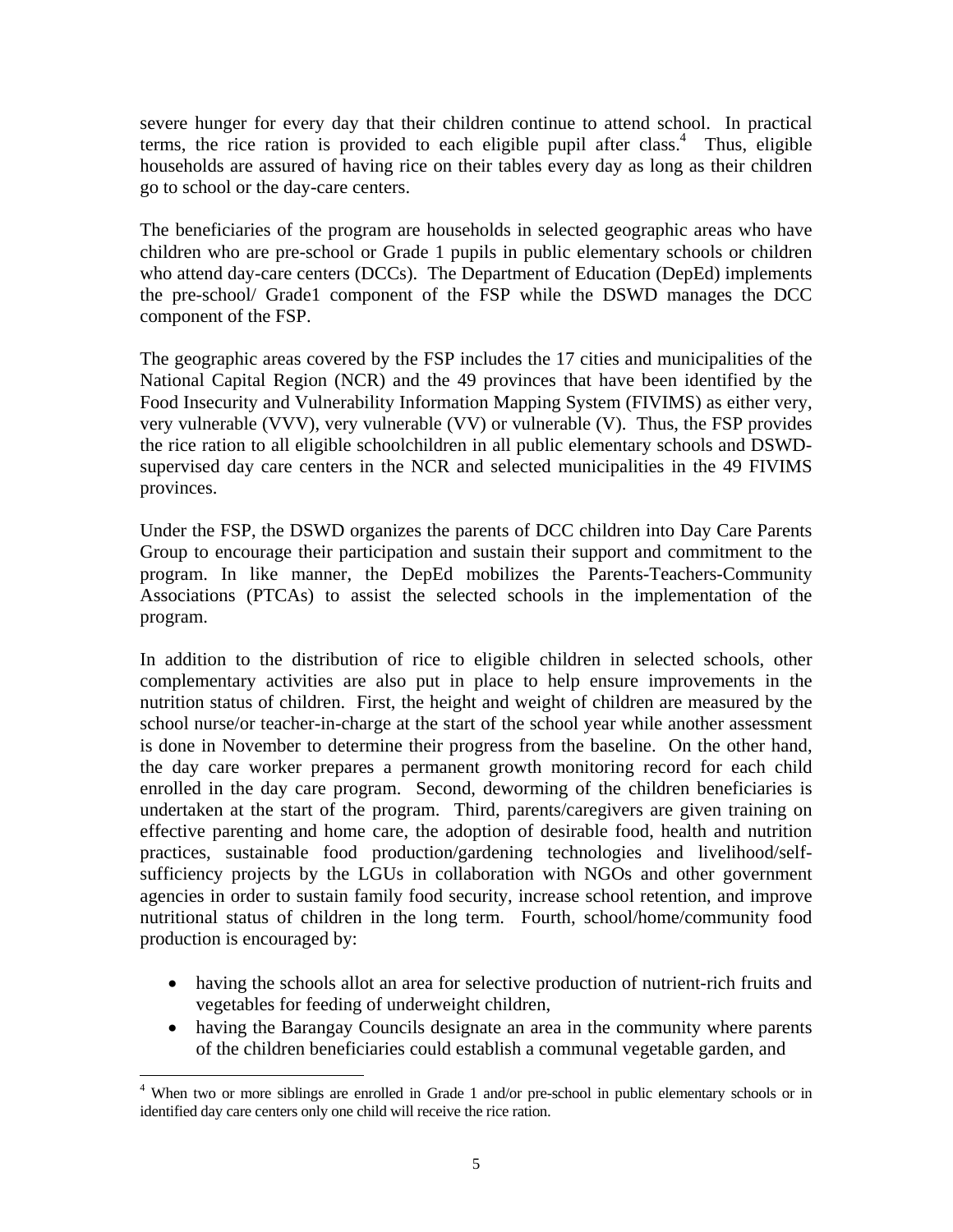severe hunger for every day that their children continue to attend school. In practical terms, the rice ration is provided to each eligible pupil after class.[4] Thus, eligible households are assured of having rice on their tables every day as long as their children go to school or the day-care centers.

The beneficiaries of the program are households in selected geographic areas who have children who are pre-school or Grade 1 pupils in public elementary schools or children who attend day-care centers (DCCs). The Department of Education (DepEd) implements the pre-school/ Grade1 component of the FSP while the DSWD manages the DCC component of the FSP.

The geographic areas covered by the FSP includes the 17 cities and municipalities of the National Capital Region (NCR) and the 49 provinces that have been identified by the Food Insecurity and Vulnerability Information Mapping System (FIVIMS) as either very, very vulnerable (VVV), very vulnerable (VV) or vulnerable (V). Thus, the FSP provides the rice ration to all eligible schoolchildren in all public elementary schools and DSWD-supervised day care centers in the NCR and selected municipalities in the 49 FIVIMS provinces.

Under the FSP, the DSWD organizes the parents of DCC children into Day Care Parents Group to encourage their participation and sustain their support and commitment to the program. In like manner, the DepEd mobilizes the Parents-Teachers-Community Associations (PTCAs) to assist the selected schools in the implementation of the program.

In addition to the distribution of rice to eligible children in selected schools, other complementary activities are also put in place to help ensure improvements in the nutrition status of children. First, the height and weight of children are measured by the school nurse/or teacher-in-charge at the start of the school year while another assessment is done in November to determine their progress from the baseline. On the other hand, the day care worker prepares a permanent growth monitoring record for each child enrolled in the day care program. Second, deworming of the children beneficiaries is undertaken at the start of the program. Third, parents/caregivers are given training on effective parenting and home care, the adoption of desirable food, health and nutrition practices, sustainable food production/gardening technologies and livelihood/self-sufficiency projects by the LGUs in collaboration with NGOs and other government agencies in order to sustain family food security, increase school retention, and improve nutritional status of children in the long term. Fourth, school/home/community food production is encouraged by:

- having the schools allot an area for selective production of nutrient-rich fruits and vegetables for feeding of underweight children,
- having the Barangay Councils designate an area in the community where parents of the children beneficiaries could establish a communal vegetable garden, and

[4] When two or more siblings are enrolled in Grade 1 and/or pre-school in public elementary schools or in identified day care centers only one child will receive the rice ration.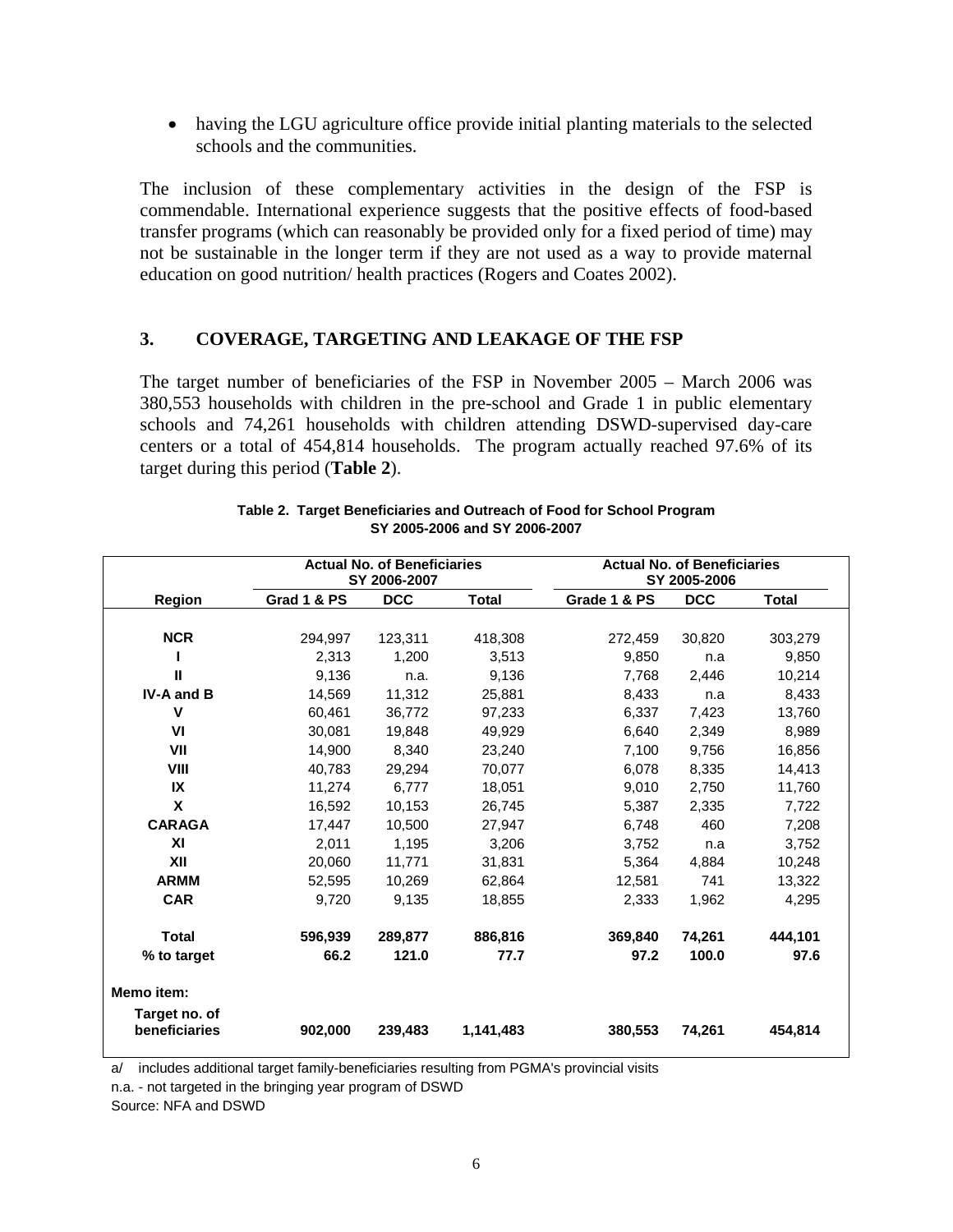- having the LGU agriculture office provide initial planting materials to the selected schools and the communities.

The inclusion of these complementary activities in the design of the FSP is commendable. International experience suggests that the positive effects of food-based transfer programs (which can reasonably be provided only for a fixed period of time) may not be sustainable in the longer term if they are not used as a way to provide maternal education on good nutrition/ health practices (Rogers and Coates 2002).

## 3. COVERAGE, TARGETING AND LEAKAGE OF THE FSP

The target number of beneficiaries of the FSP in November 2005 – March 2006 was 380,553 households with children in the pre-school and Grade 1 in public elementary schools and 74,261 households with children attending DSWD-supervised day-care centers or a total of 454,814 households. The program actually reached 97.6% of its target during this period (**Table 2**).

**Table 2. Target Beneficiaries and Outreach of Food for School Program SY 2005-2006 and SY 2006-2007**

| | Actual No. of Beneficiaries SY 2006-2007 | | | Actual No. of Beneficiaries SY 2005-2006 | | |
|---|---|---|---|---|---|---|
| **Region** | **Grad 1 & PS** | **DCC** | **Total** | **Grade 1 & PS** | **DCC** | **Total** |
| **NCR** | 294,997 | 123,311 | 418,308 | 272,459 | 30,820 | 303,279 |
| **I** | 2,313 | 1,200 | 3,513 | 9,850 | n.a | 9,850 |
| **II** | 9,136 | n.a. | 9,136 | 7,768 | 2,446 | 10,214 |
| **IV-A and B** | 14,569 | 11,312 | 25,881 | 8,433 | n.a | 8,433 |
| **V** | 60,461 | 36,772 | 97,233 | 6,337 | 7,423 | 13,760 |
| **VI** | 30,081 | 19,848 | 49,929 | 6,640 | 2,349 | 8,989 |
| **VII** | 14,900 | 8,340 | 23,240 | 7,100 | 9,756 | 16,856 |
| **VIII** | 40,783 | 29,294 | 70,077 | 6,078 | 8,335 | 14,413 |
| **IX** | 11,274 | 6,777 | 18,051 | 9,010 | 2,750 | 11,760 |
| **X** | 16,592 | 10,153 | 26,745 | 5,387 | 2,335 | 7,722 |
| **CARAGA** | 17,447 | 10,500 | 27,947 | 6,748 | 460 | 7,208 |
| **XI** | 2,011 | 1,195 | 3,206 | 3,752 | n.a | 3,752 |
| **XII** | 20,060 | 11,771 | 31,831 | 5,364 | 4,884 | 10,248 |
| **ARMM** | 52,595 | 10,269 | 62,864 | 12,581 | 741 | 13,322 |
| **CAR** | 9,720 | 9,135 | 18,855 | 2,333 | 1,962 | 4,295 |
| **Total** | **596,939** | **289,877** | **886,816** | **369,840** | **74,261** | **444,101** |
| **% to target** | **66.2** | **121.0** | **77.7** | **97.2** | **100.0** | **97.6** |
| **Memo item:** | | | | | | |
| **Target no. of beneficiaries** | **902,000** | **239,483** | **1,141,483** | **380,553** | **74,261** | **454,814** |

a/ includes additional target family-beneficiaries resulting from PGMA's provincial visits

n.a. - not targeted in the bringing year program of DSWD

Source: NFA and DSWD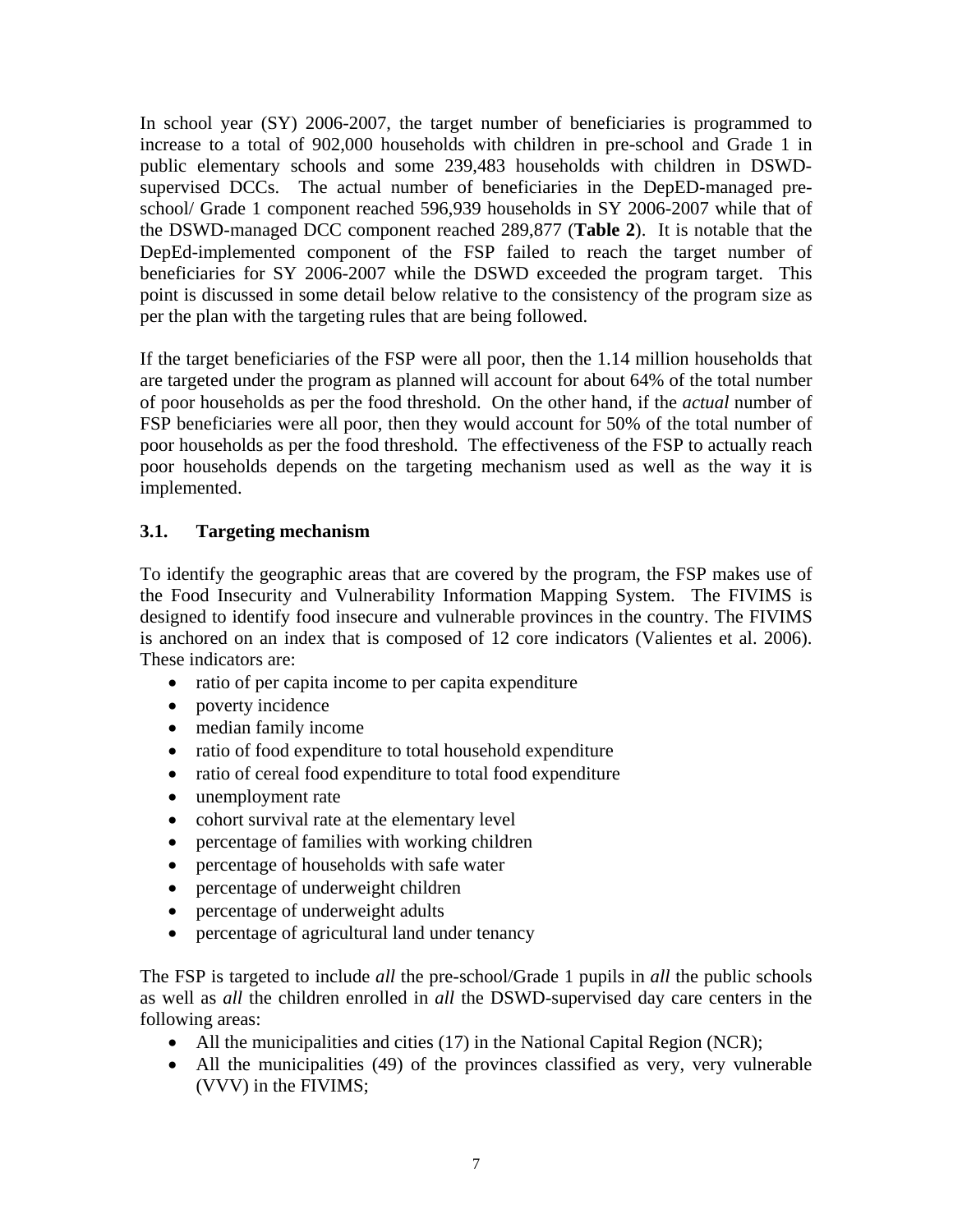In school year (SY) 2006-2007, the target number of beneficiaries is programmed to increase to a total of 902,000 households with children in pre-school and Grade 1 in public elementary schools and some 239,483 households with children in DSWD-supervised DCCs. The actual number of beneficiaries in the DepED-managed pre-school/ Grade 1 component reached 596,939 households in SY 2006-2007 while that of the DSWD-managed DCC component reached 289,877 (**Table 2**). It is notable that the DepEd-implemented component of the FSP failed to reach the target number of beneficiaries for SY 2006-2007 while the DSWD exceeded the program target. This point is discussed in some detail below relative to the consistency of the program size as per the plan with the targeting rules that are being followed.

If the target beneficiaries of the FSP were all poor, then the 1.14 million households that are targeted under the program as planned will account for about 64% of the total number of poor households as per the food threshold. On the other hand, if the *actual* number of FSP beneficiaries were all poor, then they would account for 50% of the total number of poor households as per the food threshold. The effectiveness of the FSP to actually reach poor households depends on the targeting mechanism used as well as the way it is implemented.

### 3.1. Targeting mechanism

To identify the geographic areas that are covered by the program, the FSP makes use of the Food Insecurity and Vulnerability Information Mapping System. The FIVIMS is designed to identify food insecure and vulnerable provinces in the country. The FIVIMS is anchored on an index that is composed of 12 core indicators (Valientes et al. 2006). These indicators are:

- ratio of per capita income to per capita expenditure
- poverty incidence
- median family income
- ratio of food expenditure to total household expenditure
- ratio of cereal food expenditure to total food expenditure
- unemployment rate
- cohort survival rate at the elementary level
- percentage of families with working children
- percentage of households with safe water
- percentage of underweight children
- percentage of underweight adults
- percentage of agricultural land under tenancy

The FSP is targeted to include *all* the pre-school/Grade 1 pupils in *all* the public schools as well as *all* the children enrolled in *all* the DSWD-supervised day care centers in the following areas:

- All the municipalities and cities (17) in the National Capital Region (NCR);
- All the municipalities (49) of the provinces classified as very, very vulnerable (VVV) in the FIVIMS;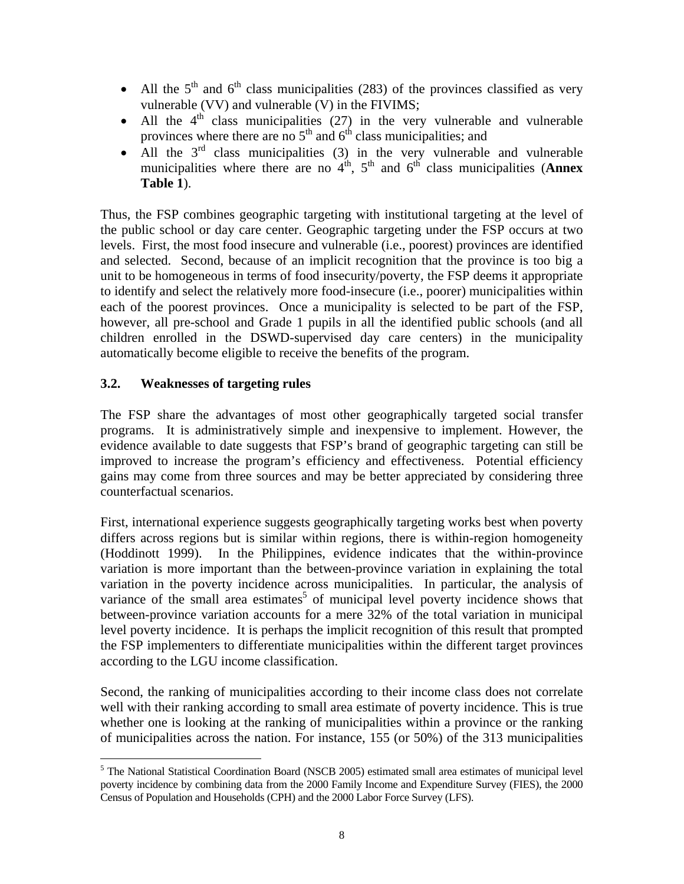- All the 5th and 6th class municipalities (283) of the provinces classified as very vulnerable (VV) and vulnerable (V) in the FIVIMS;
- All the 4th class municipalities (27) in the very vulnerable and vulnerable provinces where there are no 5th and 6th class municipalities; and
- All the 3rd class municipalities (3) in the very vulnerable and vulnerable municipalities where there are no 4th, 5th and 6th class municipalities (**Annex Table 1**).

Thus, the FSP combines geographic targeting with institutional targeting at the level of the public school or day care center. Geographic targeting under the FSP occurs at two levels. First, the most food insecure and vulnerable (i.e., poorest) provinces are identified and selected. Second, because of an implicit recognition that the province is too big a unit to be homogeneous in terms of food insecurity/poverty, the FSP deems it appropriate to identify and select the relatively more food-insecure (i.e., poorer) municipalities within each of the poorest provinces. Once a municipality is selected to be part of the FSP, however, all pre-school and Grade 1 pupils in all the identified public schools (and all children enrolled in the DSWD-supervised day care centers) in the municipality automatically become eligible to receive the benefits of the program.

### 3.2. Weaknesses of targeting rules

The FSP share the advantages of most other geographically targeted social transfer programs. It is administratively simple and inexpensive to implement. However, the evidence available to date suggests that FSP's brand of geographic targeting can still be improved to increase the program's efficiency and effectiveness. Potential efficiency gains may come from three sources and may be better appreciated by considering three counterfactual scenarios.

First, international experience suggests geographically targeting works best when poverty differs across regions but is similar within regions, there is within-region homogeneity (Hoddinott 1999). In the Philippines, evidence indicates that the within-province variation is more important than the between-province variation in explaining the total variation in the poverty incidence across municipalities. In particular, the analysis of variance of the small area estimates[5] of municipal level poverty incidence shows that between-province variation accounts for a mere 32% of the total variation in municipal level poverty incidence. It is perhaps the implicit recognition of this result that prompted the FSP implementers to differentiate municipalities within the different target provinces according to the LGU income classification.

Second, the ranking of municipalities according to their income class does not correlate well with their ranking according to small area estimate of poverty incidence. This is true whether one is looking at the ranking of municipalities within a province or the ranking of municipalities across the nation. For instance, 155 (or 50%) of the 313 municipalities

[5] The National Statistical Coordination Board (NSCB 2005) estimated small area estimates of municipal level poverty incidence by combining data from the 2000 Family Income and Expenditure Survey (FIES), the 2000 Census of Population and Households (CPH) and the 2000 Labor Force Survey (LFS).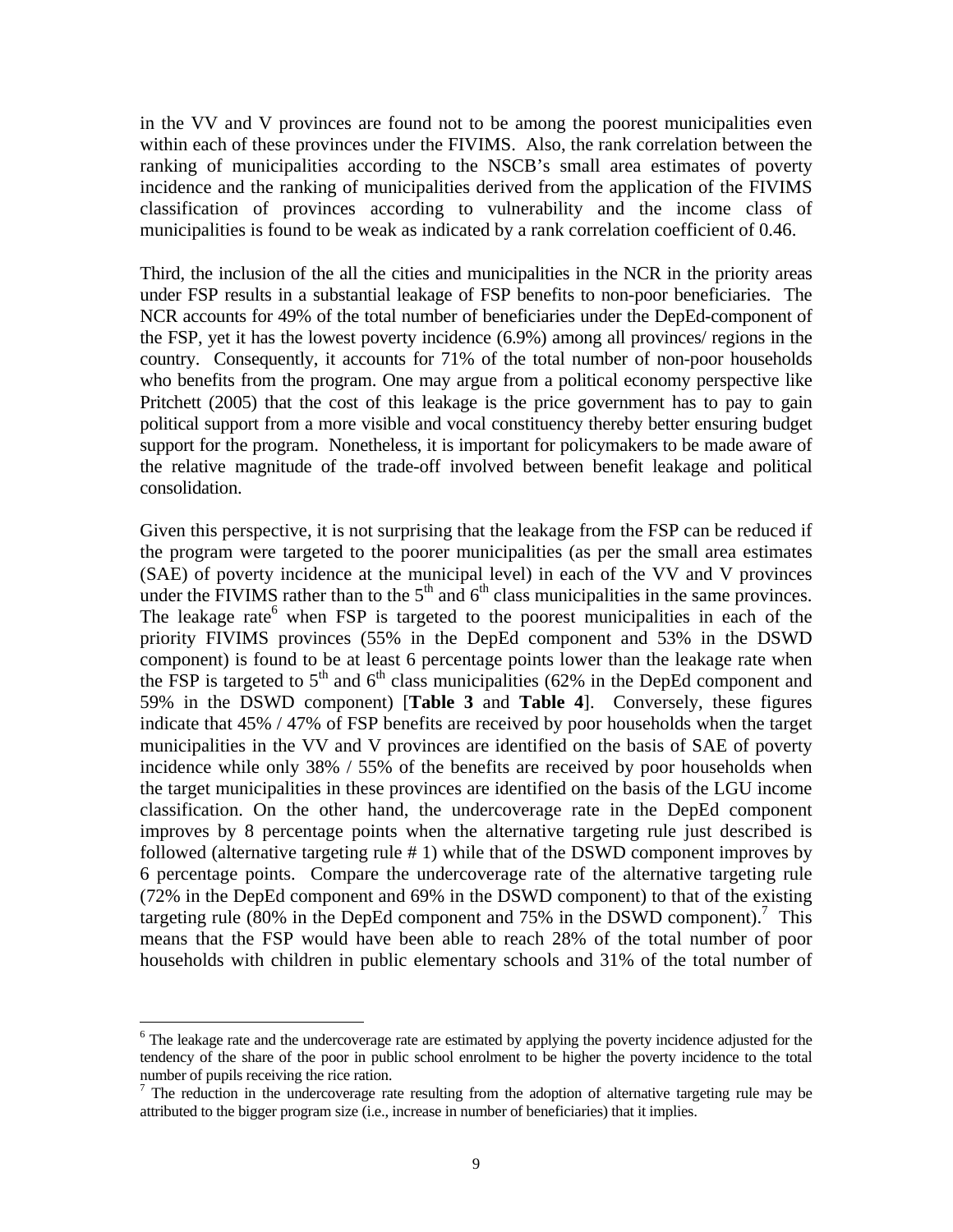in the VV and V provinces are found not to be among the poorest municipalities even within each of these provinces under the FIVIMS. Also, the rank correlation between the ranking of municipalities according to the NSCB's small area estimates of poverty incidence and the ranking of municipalities derived from the application of the FIVIMS classification of provinces according to vulnerability and the income class of municipalities is found to be weak as indicated by a rank correlation coefficient of 0.46.

Third, the inclusion of the all the cities and municipalities in the NCR in the priority areas under FSP results in a substantial leakage of FSP benefits to non-poor beneficiaries. The NCR accounts for 49% of the total number of beneficiaries under the DepEd-component of the FSP, yet it has the lowest poverty incidence (6.9%) among all provinces/ regions in the country. Consequently, it accounts for 71% of the total number of non-poor households who benefits from the program. One may argue from a political economy perspective like Pritchett (2005) that the cost of this leakage is the price government has to pay to gain political support from a more visible and vocal constituency thereby better ensuring budget support for the program. Nonetheless, it is important for policymakers to be made aware of the relative magnitude of the trade-off involved between benefit leakage and political consolidation.

Given this perspective, it is not surprising that the leakage from the FSP can be reduced if the program were targeted to the poorer municipalities (as per the small area estimates (SAE) of poverty incidence at the municipal level) in each of the VV and V provinces under the FIVIMS rather than to the 5th and 6th class municipalities in the same provinces. The leakage rate[6] when FSP is targeted to the poorest municipalities in each of the priority FIVIMS provinces (55% in the DepEd component and 53% in the DSWD component) is found to be at least 6 percentage points lower than the leakage rate when the FSP is targeted to 5th and 6th class municipalities (62% in the DepEd component and 59% in the DSWD component) [**Table 3** and **Table 4**]. Conversely, these figures indicate that 45% / 47% of FSP benefits are received by poor households when the target municipalities in the VV and V provinces are identified on the basis of SAE of poverty incidence while only 38% / 55% of the benefits are received by poor households when the target municipalities in these provinces are identified on the basis of the LGU income classification. On the other hand, the undercoverage rate in the DepEd component improves by 8 percentage points when the alternative targeting rule just described is followed (alternative targeting rule # 1) while that of the DSWD component improves by 6 percentage points. Compare the undercoverage rate of the alternative targeting rule (72% in the DepEd component and 69% in the DSWD component) to that of the existing targeting rule (80% in the DepEd component and 75% in the DSWD component).[7] This means that the FSP would have been able to reach 28% of the total number of poor households with children in public elementary schools and 31% of the total number of

[6] The leakage rate and the undercoverage rate are estimated by applying the poverty incidence adjusted for the tendency of the share of the poor in public school enrolment to be higher the poverty incidence to the total number of pupils receiving the rice ration.

[7] The reduction in the undercoverage rate resulting from the adoption of alternative targeting rule may be attributed to the bigger program size (i.e., increase in number of beneficiaries) that it implies.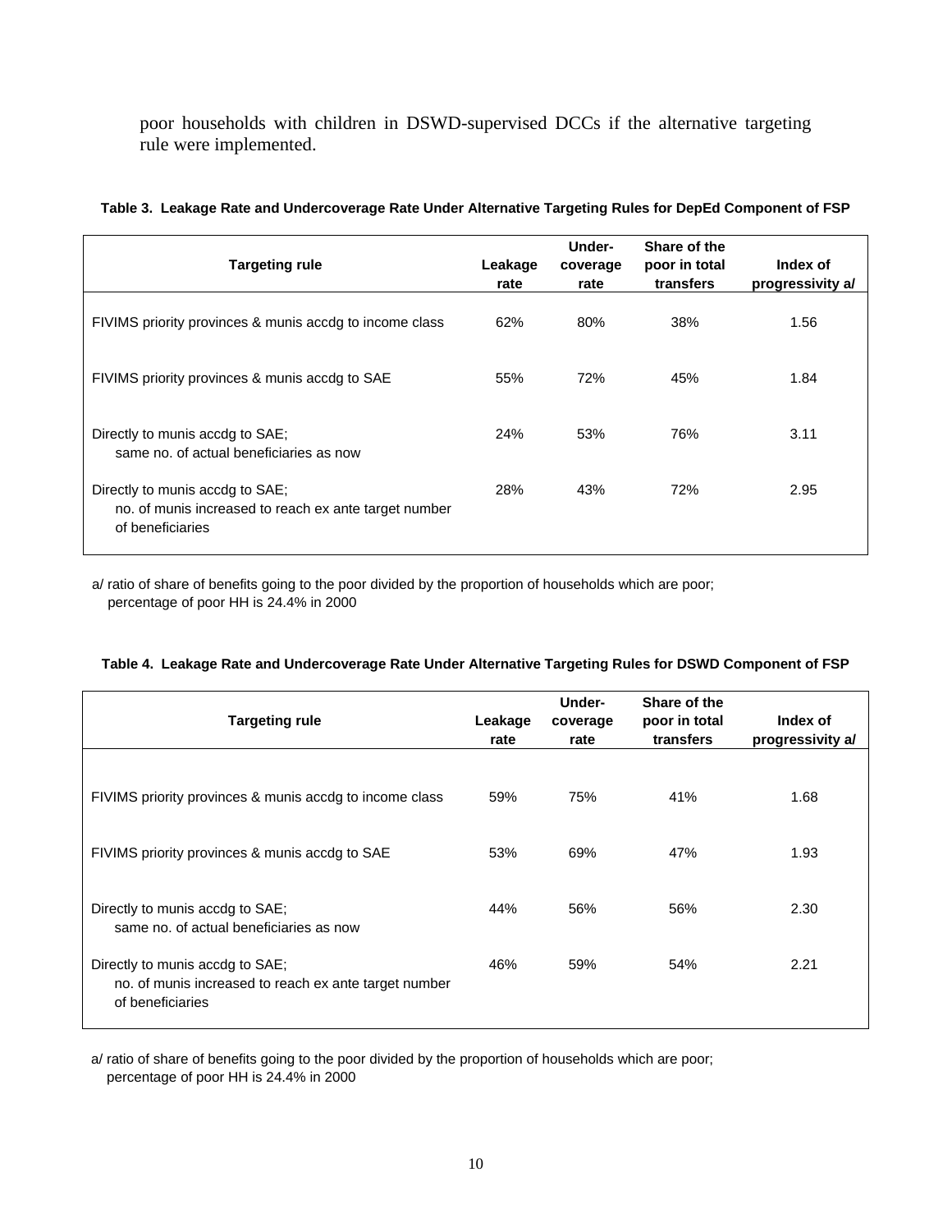poor households with children in DSWD-supervised DCCs if the alternative targeting rule were implemented.

**Table 3. Leakage Rate and Undercoverage Rate Under Alternative Targeting Rules for DepEd Component of FSP**

| Targeting rule | Leakage rate | Under-coverage rate | Share of the poor in total transfers | Index of progressivity a/ |
|---|---|---|---|---|
| FIVIMS priority provinces & munis accdg to income class | 62% | 80% | 38% | 1.56 |
| FIVIMS priority provinces & munis accdg to SAE | 55% | 72% | 45% | 1.84 |
| Directly to munis accdg to SAE; same no. of actual beneficiaries as now | 24% | 53% | 76% | 3.11 |
| Directly to munis accdg to SAE; no. of munis increased to reach ex ante target number of beneficiaries | 28% | 43% | 72% | 2.95 |

a/ ratio of share of benefits going to the poor divided by the proportion of households which are poor; percentage of poor HH is 24.4% in 2000

**Table 4. Leakage Rate and Undercoverage Rate Under Alternative Targeting Rules for DSWD Component of FSP**

| Targeting rule | Leakage rate | Under-coverage rate | Share of the poor in total transfers | Index of progressivity a/ |
|---|---|---|---|---|
| FIVIMS priority provinces & munis accdg to income class | 59% | 75% | 41% | 1.68 |
| FIVIMS priority provinces & munis accdg to SAE | 53% | 69% | 47% | 1.93 |
| Directly to munis accdg to SAE; same no. of actual beneficiaries as now | 44% | 56% | 56% | 2.30 |
| Directly to munis accdg to SAE; no. of munis increased to reach ex ante target number of beneficiaries | 46% | 59% | 54% | 2.21 |

a/ ratio of share of benefits going to the poor divided by the proportion of households which are poor; percentage of poor HH is 24.4% in 2000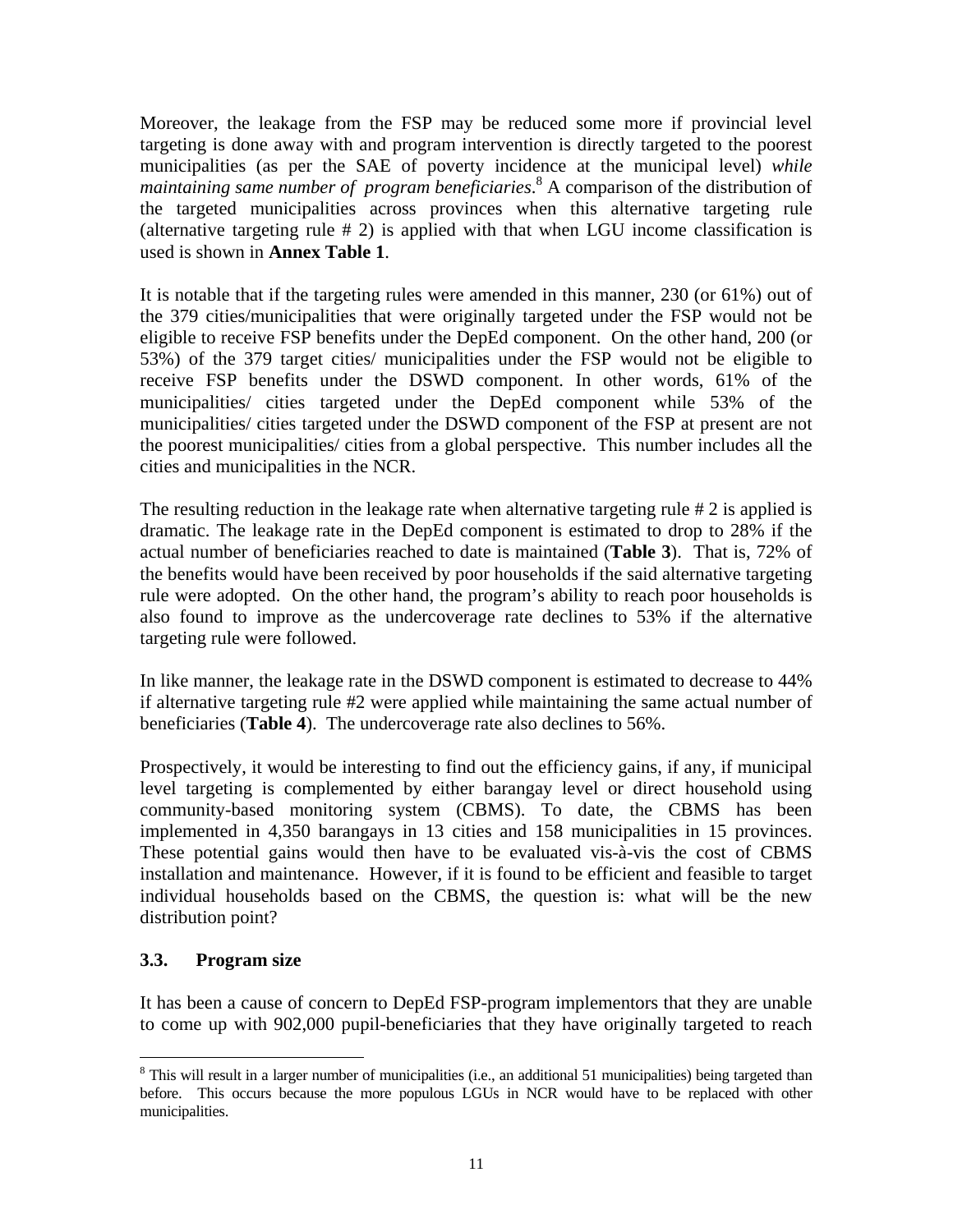Moreover, the leakage from the FSP may be reduced some more if provincial level targeting is done away with and program intervention is directly targeted to the poorest municipalities (as per the SAE of poverty incidence at the municipal level) *while maintaining same number of program beneficiaries*.[8] A comparison of the distribution of the targeted municipalities across provinces when this alternative targeting rule (alternative targeting rule # 2) is applied with that when LGU income classification is used is shown in **Annex Table 1**.

It is notable that if the targeting rules were amended in this manner, 230 (or 61%) out of the 379 cities/municipalities that were originally targeted under the FSP would not be eligible to receive FSP benefits under the DepEd component. On the other hand, 200 (or 53%) of the 379 target cities/ municipalities under the FSP would not be eligible to receive FSP benefits under the DSWD component. In other words, 61% of the municipalities/ cities targeted under the DepEd component while 53% of the municipalities/ cities targeted under the DSWD component of the FSP at present are not the poorest municipalities/ cities from a global perspective. This number includes all the cities and municipalities in the NCR.

The resulting reduction in the leakage rate when alternative targeting rule # 2 is applied is dramatic. The leakage rate in the DepEd component is estimated to drop to 28% if the actual number of beneficiaries reached to date is maintained (**Table 3**). That is, 72% of the benefits would have been received by poor households if the said alternative targeting rule were adopted. On the other hand, the program's ability to reach poor households is also found to improve as the undercoverage rate declines to 53% if the alternative targeting rule were followed.

In like manner, the leakage rate in the DSWD component is estimated to decrease to 44% if alternative targeting rule #2 were applied while maintaining the same actual number of beneficiaries (**Table 4**). The undercoverage rate also declines to 56%.

Prospectively, it would be interesting to find out the efficiency gains, if any, if municipal level targeting is complemented by either barangay level or direct household using community-based monitoring system (CBMS). To date, the CBMS has been implemented in 4,350 barangays in 13 cities and 158 municipalities in 15 provinces. These potential gains would then have to be evaluated vis-à-vis the cost of CBMS installation and maintenance. However, if it is found to be efficient and feasible to target individual households based on the CBMS, the question is: what will be the new distribution point?

### 3.3. Program size

It has been a cause of concern to DepEd FSP-program implementors that they are unable to come up with 902,000 pupil-beneficiaries that they have originally targeted to reach

---

[8] This will result in a larger number of municipalities (i.e., an additional 51 municipalities) being targeted than before. This occurs because the more populous LGUs in NCR would have to be replaced with other municipalities.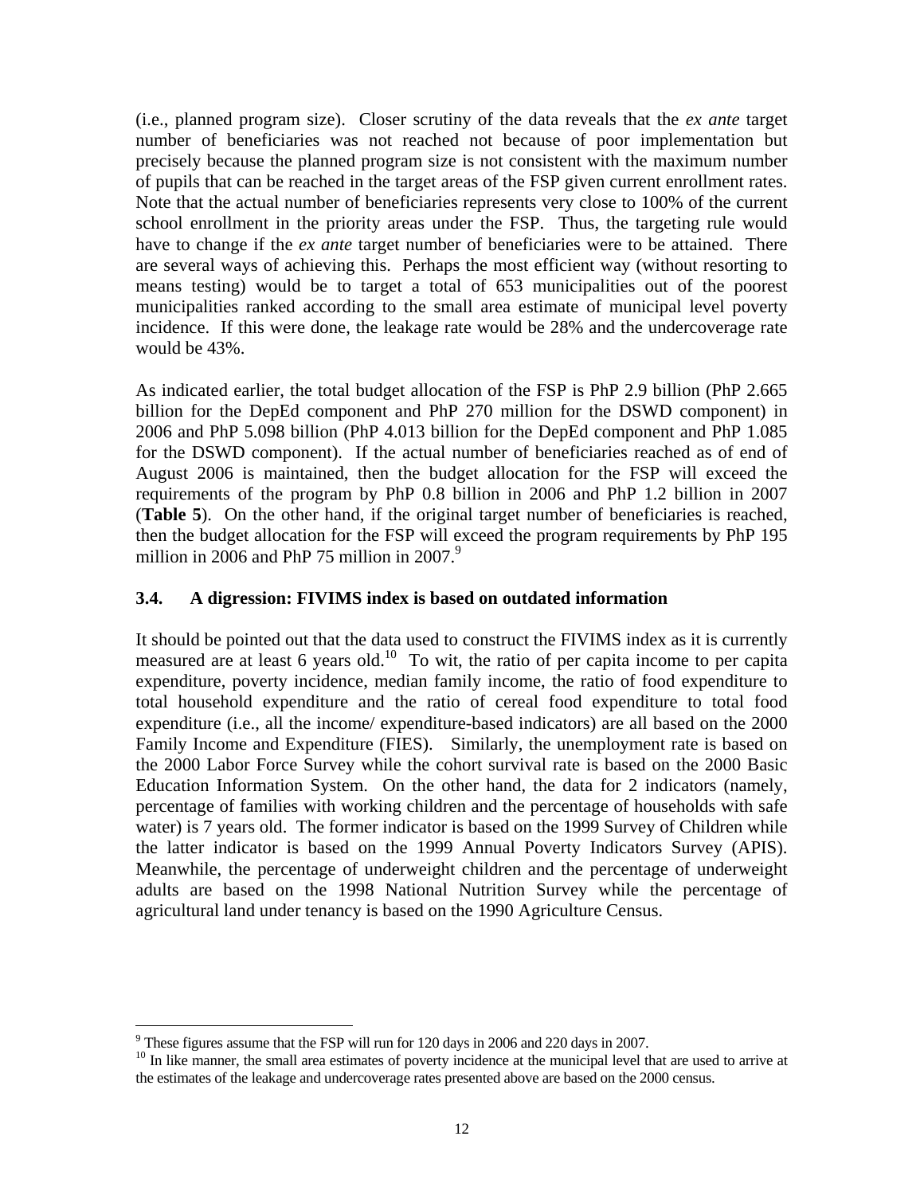(i.e., planned program size). Closer scrutiny of the data reveals that the *ex ante* target number of beneficiaries was not reached not because of poor implementation but precisely because the planned program size is not consistent with the maximum number of pupils that can be reached in the target areas of the FSP given current enrollment rates. Note that the actual number of beneficiaries represents very close to 100% of the current school enrollment in the priority areas under the FSP. Thus, the targeting rule would have to change if the *ex ante* target number of beneficiaries were to be attained. There are several ways of achieving this. Perhaps the most efficient way (without resorting to means testing) would be to target a total of 653 municipalities out of the poorest municipalities ranked according to the small area estimate of municipal level poverty incidence. If this were done, the leakage rate would be 28% and the undercoverage rate would be 43%.

As indicated earlier, the total budget allocation of the FSP is PhP 2.9 billion (PhP 2.665 billion for the DepEd component and PhP 270 million for the DSWD component) in 2006 and PhP 5.098 billion (PhP 4.013 billion for the DepEd component and PhP 1.085 for the DSWD component). If the actual number of beneficiaries reached as of end of August 2006 is maintained, then the budget allocation for the FSP will exceed the requirements of the program by PhP 0.8 billion in 2006 and PhP 1.2 billion in 2007 (**Table 5**). On the other hand, if the original target number of beneficiaries is reached, then the budget allocation for the FSP will exceed the program requirements by PhP 195 million in 2006 and PhP 75 million in 2007.[9]

### 3.4. A digression: FIVIMS index is based on outdated information

It should be pointed out that the data used to construct the FIVIMS index as it is currently measured are at least 6 years old.[10] To wit, the ratio of per capita income to per capita expenditure, poverty incidence, median family income, the ratio of food expenditure to total household expenditure and the ratio of cereal food expenditure to total food expenditure (i.e., all the income/ expenditure-based indicators) are all based on the 2000 Family Income and Expenditure (FIES). Similarly, the unemployment rate is based on the 2000 Labor Force Survey while the cohort survival rate is based on the 2000 Basic Education Information System. On the other hand, the data for 2 indicators (namely, percentage of families with working children and the percentage of households with safe water) is 7 years old. The former indicator is based on the 1999 Survey of Children while the latter indicator is based on the 1999 Annual Poverty Indicators Survey (APIS). Meanwhile, the percentage of underweight children and the percentage of underweight adults are based on the 1998 National Nutrition Survey while the percentage of agricultural land under tenancy is based on the 1990 Agriculture Census.

---

[9] These figures assume that the FSP will run for 120 days in 2006 and 220 days in 2007.

[10] In like manner, the small area estimates of poverty incidence at the municipal level that are used to arrive at the estimates of the leakage and undercoverage rates presented above are based on the 2000 census.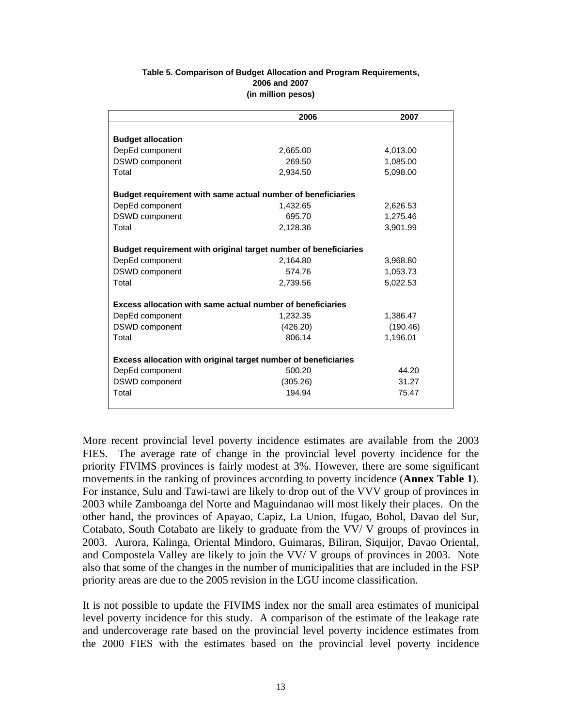**Table 5. Comparison of Budget Allocation and Program Requirements, 2006 and 2007 (in million pesos)**

| | 2006 | 2007 |
|---|---|---|
| **Budget allocation** | | |
| DepEd component | 2,665.00 | 4,013.00 |
| DSWD component | 269.50 | 1,085.00 |
| Total | 2,934.50 | 5,098.00 |
| **Budget requirement with same actual number of beneficiaries** | | |
| DepEd component | 1,432.65 | 2,626.53 |
| DSWD component | 695.70 | 1,275.46 |
| Total | 2,128.36 | 3,901.99 |
| **Budget requirement with original target number of beneficiaries** | | |
| DepEd component | 2,164.80 | 3,968.80 |
| DSWD component | 574.76 | 1,053.73 |
| Total | 2,739.56 | 5,022.53 |
| **Excess allocation with same actual number of beneficiaries** | | |
| DepEd component | 1,232.35 | 1,386.47 |
| DSWD component | (426.20) | (190.46) |
| Total | 806.14 | 1,196.01 |
| **Excess allocation with original target number of beneficiaries** | | |
| DepEd component | 500.20 | 44.20 |
| DSWD component | (305.26) | 31.27 |
| Total | 194.94 | 75.47 |

More recent provincial level poverty incidence estimates are available from the 2003 FIES. The average rate of change in the provincial level poverty incidence for the priority FIVIMS provinces is fairly modest at 3%. However, there are some significant movements in the ranking of provinces according to poverty incidence (**Annex Table 1**). For instance, Sulu and Tawi-tawi are likely to drop out of the VVV group of provinces in 2003 while Zamboanga del Norte and Maguindanao will most likely their places. On the other hand, the provinces of Apayao, Capiz, La Union, Ifugao, Bohol, Davao del Sur, Cotabato, South Cotabato are likely to graduate from the VV/ V groups of provinces in 2003. Aurora, Kalinga, Oriental Mindoro, Guimaras, Biliran, Siquijor, Davao Oriental, and Compostela Valley are likely to join the VV/ V groups of provinces in 2003. Note also that some of the changes in the number of municipalities that are included in the FSP priority areas are due to the 2005 revision in the LGU income classification.

It is not possible to update the FIVIMS index nor the small area estimates of municipal level poverty incidence for this study. A comparison of the estimate of the leakage rate and undercoverage rate based on the provincial level poverty incidence estimates from the 2000 FIES with the estimates based on the provincial level poverty incidence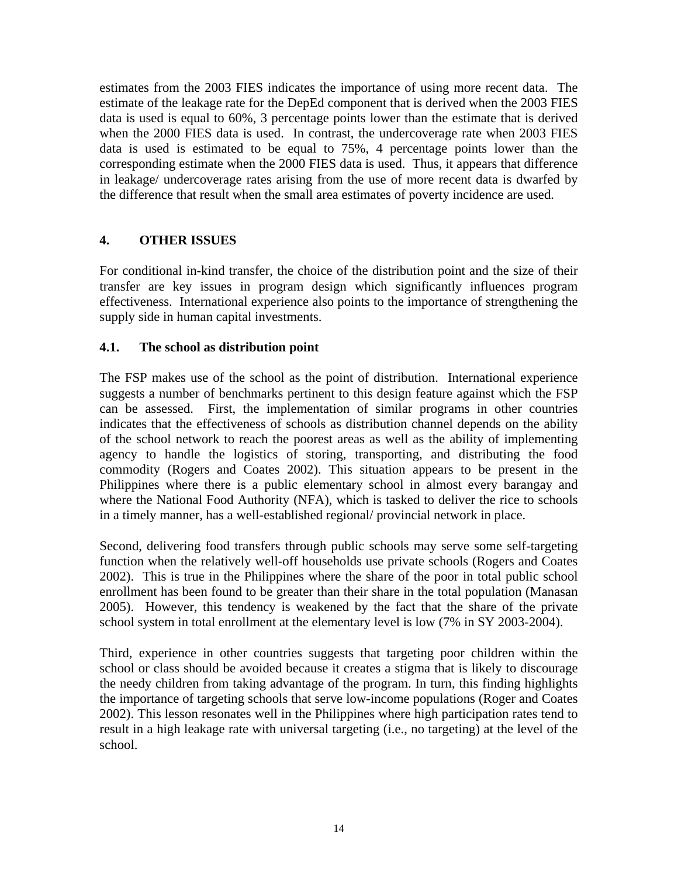estimates from the 2003 FIES indicates the importance of using more recent data. The estimate of the leakage rate for the DepEd component that is derived when the 2003 FIES data is used is equal to 60%, 3 percentage points lower than the estimate that is derived when the 2000 FIES data is used. In contrast, the undercoverage rate when 2003 FIES data is used is estimated to be equal to 75%, 4 percentage points lower than the corresponding estimate when the 2000 FIES data is used. Thus, it appears that difference in leakage/ undercoverage rates arising from the use of more recent data is dwarfed by the difference that result when the small area estimates of poverty incidence are used.

## 4. OTHER ISSUES

For conditional in-kind transfer, the choice of the distribution point and the size of their transfer are key issues in program design which significantly influences program effectiveness. International experience also points to the importance of strengthening the supply side in human capital investments.

### 4.1. The school as distribution point

The FSP makes use of the school as the point of distribution. International experience suggests a number of benchmarks pertinent to this design feature against which the FSP can be assessed. First, the implementation of similar programs in other countries indicates that the effectiveness of schools as distribution channel depends on the ability of the school network to reach the poorest areas as well as the ability of implementing agency to handle the logistics of storing, transporting, and distributing the food commodity (Rogers and Coates 2002). This situation appears to be present in the Philippines where there is a public elementary school in almost every barangay and where the National Food Authority (NFA), which is tasked to deliver the rice to schools in a timely manner, has a well-established regional/ provincial network in place.

Second, delivering food transfers through public schools may serve some self-targeting function when the relatively well-off households use private schools (Rogers and Coates 2002). This is true in the Philippines where the share of the poor in total public school enrollment has been found to be greater than their share in the total population (Manasan 2005). However, this tendency is weakened by the fact that the share of the private school system in total enrollment at the elementary level is low (7% in SY 2003-2004).

Third, experience in other countries suggests that targeting poor children within the school or class should be avoided because it creates a stigma that is likely to discourage the needy children from taking advantage of the program. In turn, this finding highlights the importance of targeting schools that serve low-income populations (Roger and Coates 2002). This lesson resonates well in the Philippines where high participation rates tend to result in a high leakage rate with universal targeting (i.e., no targeting) at the level of the school.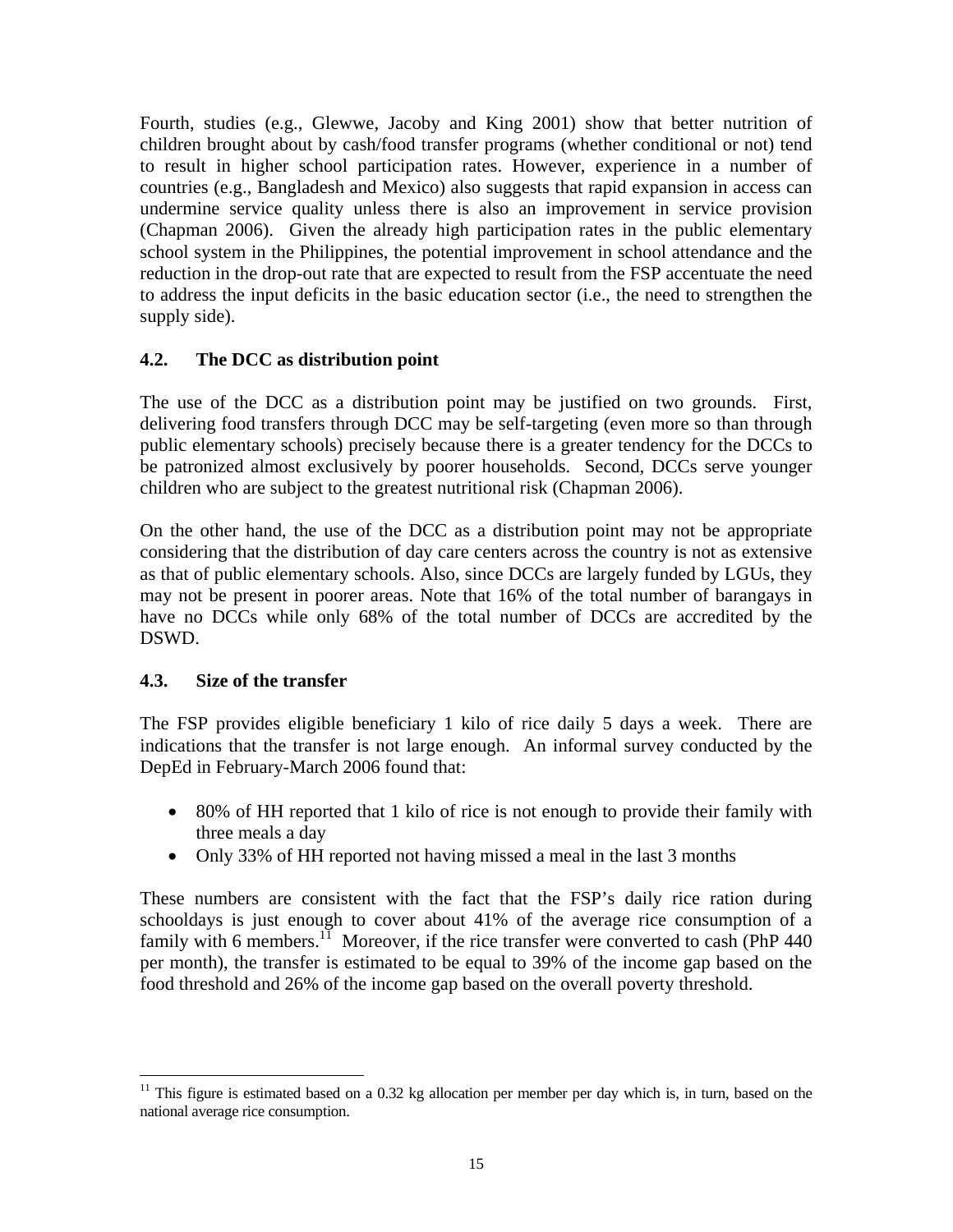Fourth, studies (e.g., Glewwe, Jacoby and King 2001) show that better nutrition of children brought about by cash/food transfer programs (whether conditional or not) tend to result in higher school participation rates. However, experience in a number of countries (e.g., Bangladesh and Mexico) also suggests that rapid expansion in access can undermine service quality unless there is also an improvement in service provision (Chapman 2006). Given the already high participation rates in the public elementary school system in the Philippines, the potential improvement in school attendance and the reduction in the drop-out rate that are expected to result from the FSP accentuate the need to address the input deficits in the basic education sector (i.e., the need to strengthen the supply side).

### 4.2. The DCC as distribution point

The use of the DCC as a distribution point may be justified on two grounds. First, delivering food transfers through DCC may be self-targeting (even more so than through public elementary schools) precisely because there is a greater tendency for the DCCs to be patronized almost exclusively by poorer households. Second, DCCs serve younger children who are subject to the greatest nutritional risk (Chapman 2006).

On the other hand, the use of the DCC as a distribution point may not be appropriate considering that the distribution of day care centers across the country is not as extensive as that of public elementary schools. Also, since DCCs are largely funded by LGUs, they may not be present in poorer areas. Note that 16% of the total number of barangays in have no DCCs while only 68% of the total number of DCCs are accredited by the DSWD.

### 4.3. Size of the transfer

The FSP provides eligible beneficiary 1 kilo of rice daily 5 days a week. There are indications that the transfer is not large enough. An informal survey conducted by the DepEd in February-March 2006 found that:

- 80% of HH reported that 1 kilo of rice is not enough to provide their family with three meals a day
- Only 33% of HH reported not having missed a meal in the last 3 months

These numbers are consistent with the fact that the FSP's daily rice ration during schooldays is just enough to cover about 41% of the average rice consumption of a family with 6 members.[11] Moreover, if the rice transfer were converted to cash (PhP 440 per month), the transfer is estimated to be equal to 39% of the income gap based on the food threshold and 26% of the income gap based on the overall poverty threshold.

[11] This figure is estimated based on a 0.32 kg allocation per member per day which is, in turn, based on the national average rice consumption.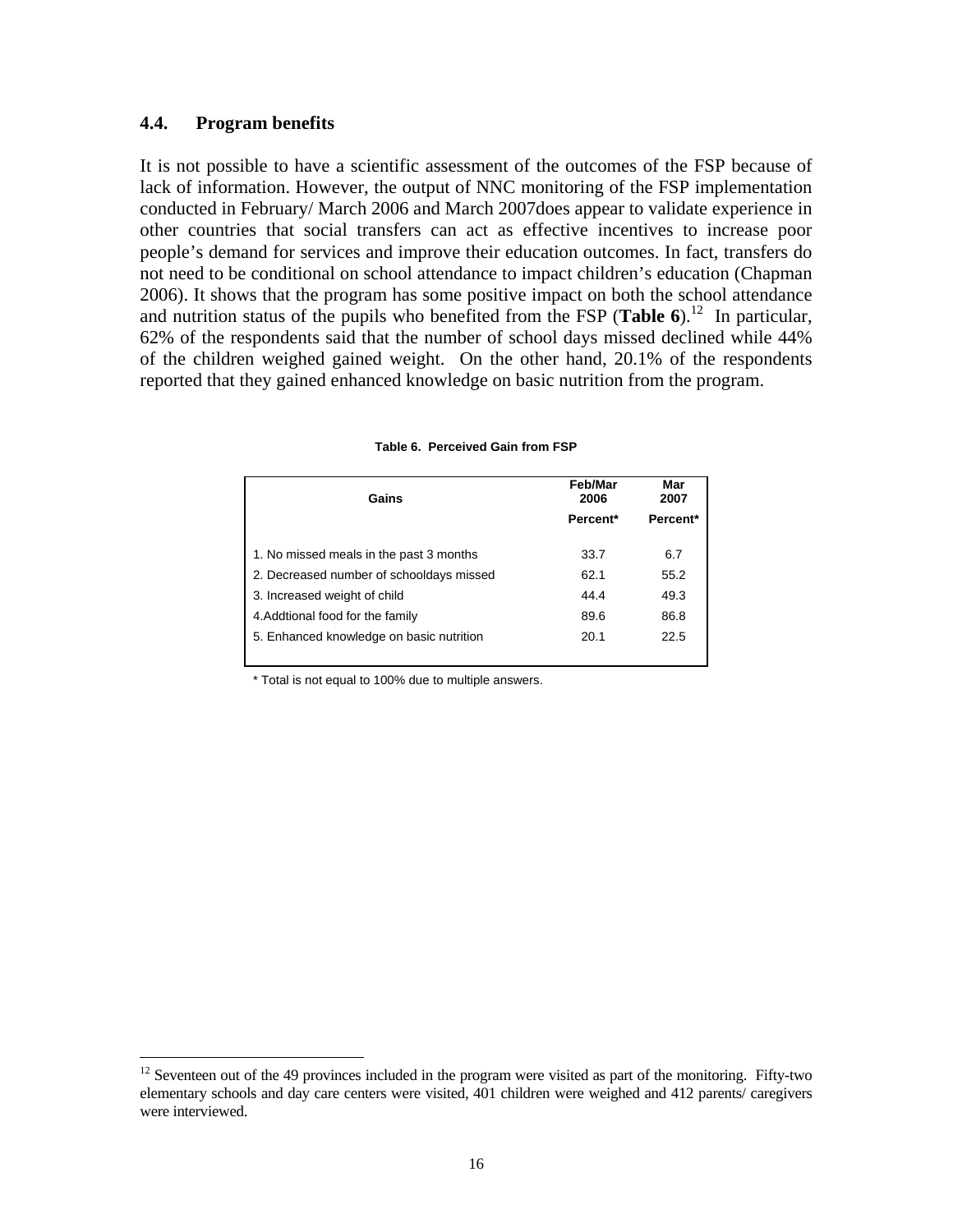## 4.4. Program benefits

It is not possible to have a scientific assessment of the outcomes of the FSP because of lack of information. However, the output of NNC monitoring of the FSP implementation conducted in February/ March 2006 and March 2007does appear to validate experience in other countries that social transfers can act as effective incentives to increase poor people's demand for services and improve their education outcomes. In fact, transfers do not need to be conditional on school attendance to impact children's education (Chapman 2006). It shows that the program has some positive impact on both the school attendance and nutrition status of the pupils who benefited from the FSP (**Table 6**).[12] In particular, 62% of the respondents said that the number of school days missed declined while 44% of the children weighed gained weight. On the other hand, 20.1% of the respondents reported that they gained enhanced knowledge on basic nutrition from the program.

**Table 6. Perceived Gain from FSP**

| Gains | Feb/Mar 2006 | Mar 2007 |
|---|---|---|
| | Percent* | Percent* |
| 1. No missed meals in the past 3 months | 33.7 | 6.7 |
| 2. Decreased number of schooldays missed | 62.1 | 55.2 |
| 3. Increased weight of child | 44.4 | 49.3 |
| 4.Addtional food for the family | 89.6 | 86.8 |
| 5. Enhanced knowledge on basic nutrition | 20.1 | 22.5 |

* Total is not equal to 100% due to multiple answers.

[12] Seventeen out of the 49 provinces included in the program were visited as part of the monitoring. Fifty-two elementary schools and day care centers were visited, 401 children were weighed and 412 parents/ caregivers were interviewed.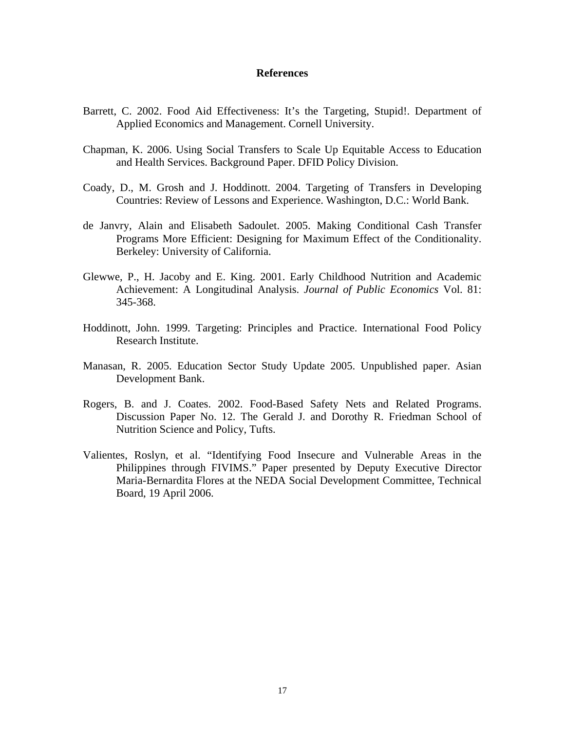## References

Barrett, C. 2002. Food Aid Effectiveness: It's the Targeting, Stupid!. Department of Applied Economics and Management. Cornell University.

Chapman, K. 2006. Using Social Transfers to Scale Up Equitable Access to Education and Health Services. Background Paper. DFID Policy Division.

Coady, D., M. Grosh and J. Hoddinott. 2004. Targeting of Transfers in Developing Countries: Review of Lessons and Experience. Washington, D.C.: World Bank.

de Janvry, Alain and Elisabeth Sadoulet. 2005. Making Conditional Cash Transfer Programs More Efficient: Designing for Maximum Effect of the Conditionality. Berkeley: University of California.

Glewwe, P., H. Jacoby and E. King. 2001. Early Childhood Nutrition and Academic Achievement: A Longitudinal Analysis. *Journal of Public Economics* Vol. 81: 345-368.

Hoddinott, John. 1999. Targeting: Principles and Practice. International Food Policy Research Institute.

Manasan, R. 2005. Education Sector Study Update 2005. Unpublished paper. Asian Development Bank.

Rogers, B. and J. Coates. 2002. Food-Based Safety Nets and Related Programs. Discussion Paper No. 12. The Gerald J. and Dorothy R. Friedman School of Nutrition Science and Policy, Tufts.

Valientes, Roslyn, et al. "Identifying Food Insecure and Vulnerable Areas in the Philippines through FIVIMS." Paper presented by Deputy Executive Director Maria-Bernardita Flores at the NEDA Social Development Committee, Technical Board, 19 April 2006.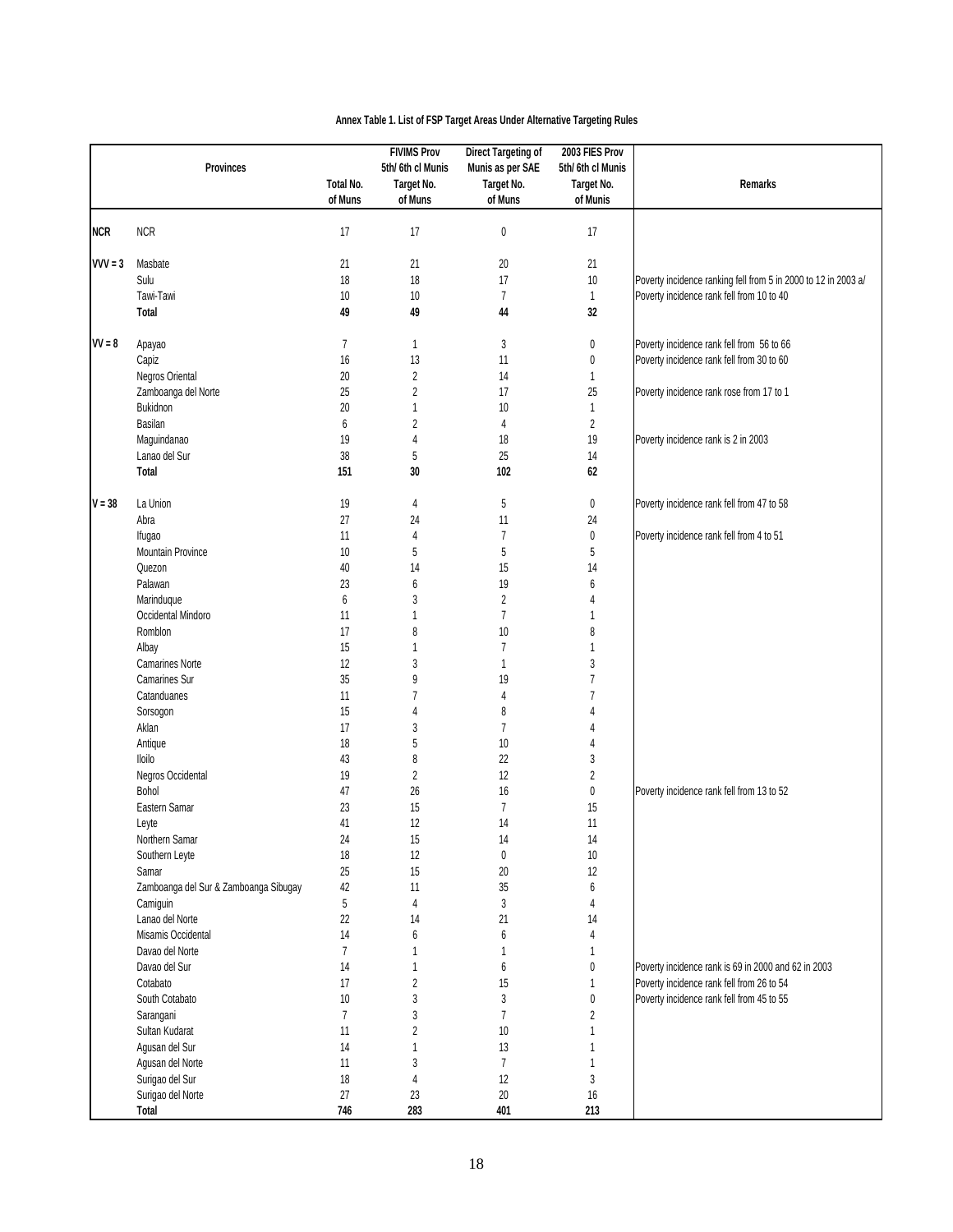**Annex Table 1. List of FSP Target Areas Under Alternative Targeting Rules**

| | Provinces | Total No. of Muns | FIVIMS Prov 5th/ 6th cl Munis Target No. of Muns | Direct Targeting of Munis as per SAE Target No. of Muns | 2003 FIES Prov 5th/ 6th cl Munis Target No. of Munis | Remarks |
|---|---|---|---|---|---|---|
| **NCR** | NCR | 17 | 17 | 0 | 17 | |
| **VVV = 3** | Masbate | 21 | 21 | 20 | 21 | |
| | Sulu | 18 | 18 | 17 | 10 | Poverty incidence ranking fell from 5 in 2000 to 12 in 2003 a/ |
| | Tawi-Tawi | 10 | 10 | 7 | 1 | Poverty incidence rank fell from 10 to 40 |
| | **Total** | **49** | **49** | **44** | **32** | |
| **VV = 8** | Apayao | 7 | 1 | 3 | 0 | Poverty incidence rank fell from 56 to 66 |
| | Capiz | 16 | 13 | 11 | 0 | Poverty incidence rank fell from 30 to 60 |
| | Negros Oriental | 20 | 2 | 14 | 1 | |
| | Zamboanga del Norte | 25 | 2 | 17 | 25 | Poverty incidence rank rose from 17 to 1 |
| | Bukidnon | 20 | 1 | 10 | 1 | |
| | Basilan | 6 | 2 | 4 | 2 | |
| | Maguindanao | 19 | 4 | 18 | 19 | Poverty incidence rank is 2 in 2003 |
| | Lanao del Sur | 38 | 5 | 25 | 14 | |
| | **Total** | **151** | **30** | **102** | **62** | |
| **V = 38** | La Union | 19 | 4 | 5 | 0 | Poverty incidence rank fell from 47 to 58 |
| | Abra | 27 | 24 | 11 | 24 | |
| | Ifugao | 11 | 4 | 7 | 0 | Poverty incidence rank fell from 4 to 51 |
| | Mountain Province | 10 | 5 | 5 | 5 | |
| | Quezon | 40 | 14 | 15 | 14 | |
| | Palawan | 23 | 6 | 19 | 6 | |
| | Marinduque | 6 | 3 | 2 | 4 | |
| | Occidental Mindoro | 11 | 1 | 7 | 1 | |
| | Romblon | 17 | 8 | 10 | 8 | |
| | Albay | 15 | 1 | 7 | 1 | |
| | Camarines Norte | 12 | 3 | 1 | 3 | |
| | Camarines Sur | 35 | 9 | 19 | 7 | |
| | Catanduanes | 11 | 7 | 4 | 7 | |
| | Sorsogon | 15 | 4 | 8 | 4 | |
| | Aklan | 17 | 3 | 7 | 4 | |
| | Antique | 18 | 5 | 10 | 4 | |
| | Iloilo | 43 | 8 | 22 | 3 | |
| | Negros Occidental | 19 | 2 | 12 | 2 | |
| | Bohol | 47 | 26 | 16 | 0 | Poverty incidence rank fell from 13 to 52 |
| | Eastern Samar | 23 | 15 | 7 | 15 | |
| | Leyte | 41 | 12 | 14 | 11 | |
| | Northern Samar | 24 | 15 | 14 | 14 | |
| | Southern Leyte | 18 | 12 | 0 | 10 | |
| | Samar | 25 | 15 | 20 | 12 | |
| | Zamboanga del Sur & Zamboanga Sibugay | 42 | 11 | 35 | 6 | |
| | Camiguin | 5 | 4 | 3 | 4 | |
| | Lanao del Norte | 22 | 14 | 21 | 14 | |
| | Misamis Occidental | 14 | 6 | 6 | 4 | |
| | Davao del Norte | 7 | 1 | 1 | 1 | |
| | Davao del Sur | 14 | 1 | 6 | 0 | Poverty incidence rank is 69 in 2000 and 62 in 2003 |
| | Cotabato | 17 | 2 | 15 | 1 | Poverty incidence rank fell from 26 to 54 |
| | South Cotabato | 10 | 3 | 3 | 0 | Poverty incidence rank fell from 45 to 55 |
| | Sarangani | 7 | 3 | 7 | 2 | |
| | Sultan Kudarat | 11 | 2 | 10 | 1 | |
| | Agusan del Sur | 14 | 1 | 13 | 1 | |
| | Agusan del Norte | 11 | 3 | 7 | 1 | |
| | Surigao del Sur | 18 | 4 | 12 | 3 | |
| | Surigao del Norte | 27 | 23 | 20 | 16 | |
| | **Total** | **746** | **283** | **401** | **213** | |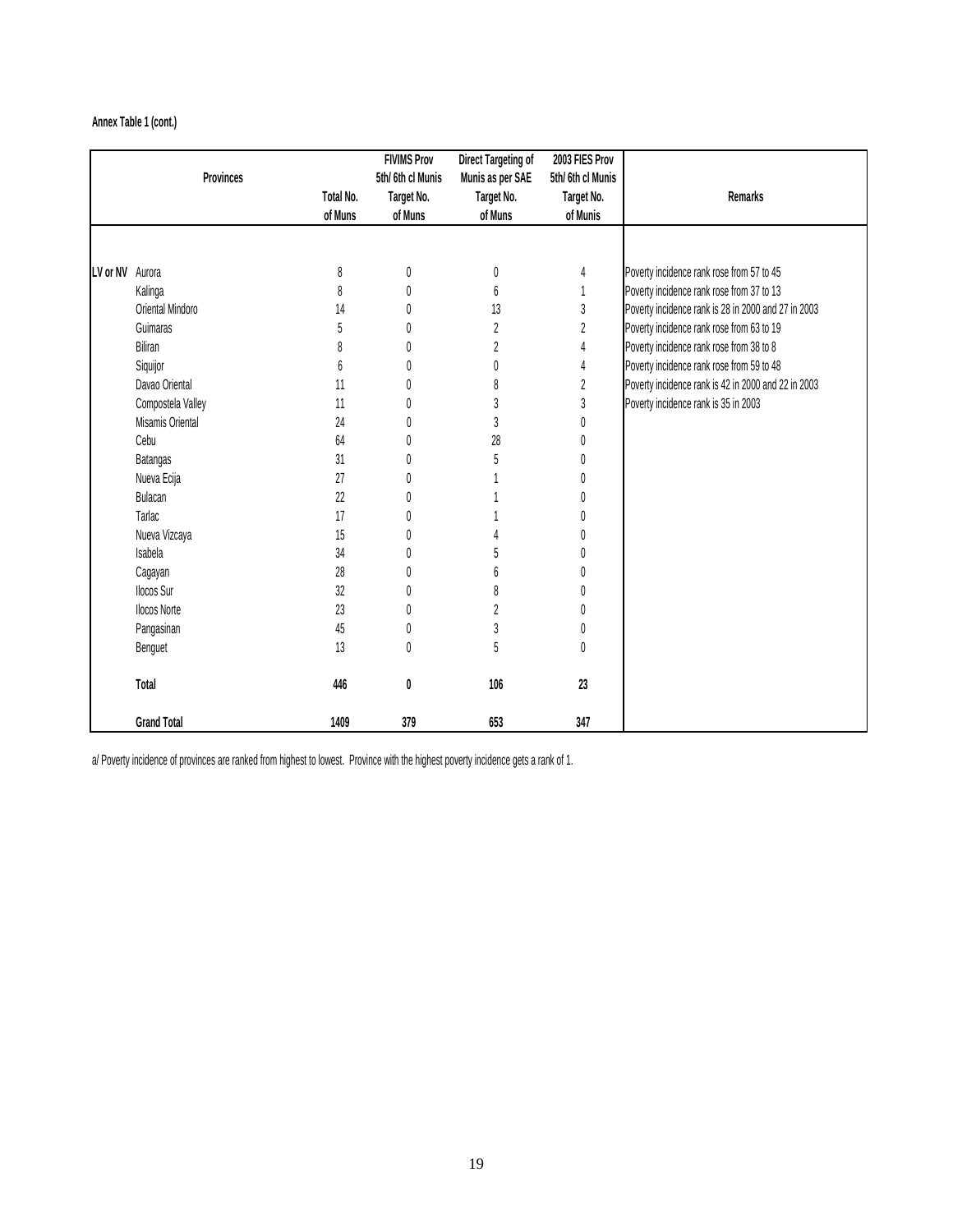**Annex Table 1 (cont.)**

| | Provinces | Total No. of Muns | FIVIMS Prov 5th/ 6th cl Munis Target No. of Muns | Direct Targeting of Munis as per SAE Target No. of Muns | 2003 FIES Prov 5th/ 6th cl Munis Target No. of Munis | Remarks |
|---|---|---|---|---|---|---|
| LV or NV | Aurora | 8 | 0 | 0 | 4 | Poverty incidence rank rose from 57 to 45 |
| | Kalinga | 8 | 0 | 6 | 1 | Poverty incidence rank rose from 37 to 13 |
| | Oriental Mindoro | 14 | 0 | 13 | 3 | Poverty incidence rank is 28 in 2000 and 27 in 2003 |
| | Guimaras | 5 | 0 | 2 | 2 | Poverty incidence rank rose from 63 to 19 |
| | Biliran | 8 | 0 | 2 | 4 | Poverty incidence rank rose from 38 to 8 |
| | Siquijor | 6 | 0 | 0 | 4 | Poverty incidence rank rose from 59 to 48 |
| | Davao Oriental | 11 | 0 | 8 | 2 | Poverty incidence rank is 42 in 2000 and 22 in 2003 |
| | Compostela Valley | 11 | 0 | 3 | 3 | Poverty incidence rank is 35 in 2003 |
| | Misamis Oriental | 24 | 0 | 3 | 0 | |
| | Cebu | 64 | 0 | 28 | 0 | |
| | Batangas | 31 | 0 | 5 | 0 | |
| | Nueva Ecija | 27 | 0 | 1 | 0 | |
| | Bulacan | 22 | 0 | 1 | 0 | |
| | Tarlac | 17 | 0 | 1 | 0 | |
| | Nueva Vizcaya | 15 | 0 | 4 | 0 | |
| | Isabela | 34 | 0 | 5 | 0 | |
| | Cagayan | 28 | 0 | 6 | 0 | |
| | Ilocos Sur | 32 | 0 | 8 | 0 | |
| | Ilocos Norte | 23 | 0 | 2 | 0 | |
| | Pangasinan | 45 | 0 | 3 | 0 | |
| | Benguet | 13 | 0 | 5 | 0 | |
| | **Total** | **446** | **0** | **106** | **23** | |
| | **Grand Total** | **1409** | **379** | **653** | **347** | |

a/ Poverty incidence of provinces are ranked from highest to lowest. Province with the highest poverty incidence gets a rank of 1.